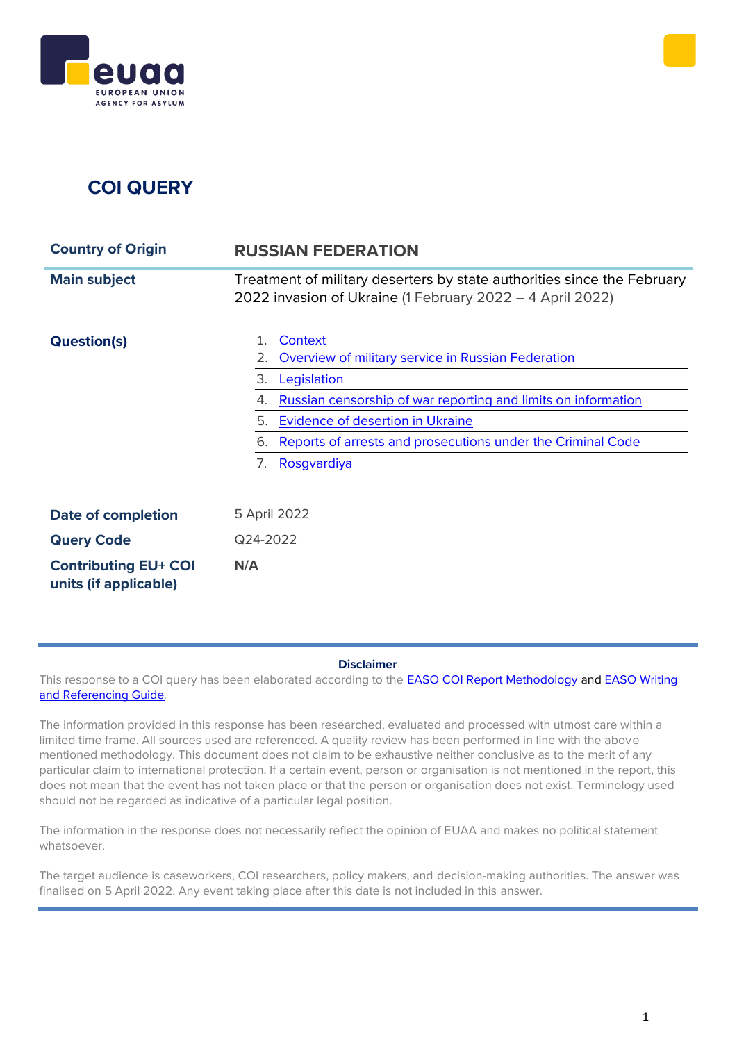# COI QUERY

| | |
|---|---|
| **Country of Origin** | **RUSSIAN FEDERATION** |
| **Main subject** | Treatment of military deserters by state authorities since the February 2022 invasion of Ukraine (1 February 2022 – 4 April 2022) |
| **Question(s)** | 1. [Context](#)<br>2. [Overview of military service in Russian Federation](#)<br>3. [Legislation](#)<br>4. [Russian censorship of war reporting and limits on information](#)<br>5. [Evidence of desertion in Ukraine](#)<br>6. [Reports of arrests and prosecutions under the Criminal Code](#)<br>7. [Rosgvardiya](#) |
| **Date of completion** | 5 April 2022 |
| **Query Code** | Q24-2022 |
| **Contributing EU+ COI units (if applicable)** | **N/A** |

**Disclaimer**

This response to a COI query has been elaborated according to the [EASO COI Report Methodology](#) and [EASO Writing and Referencing Guide](#).

The information provided in this response has been researched, evaluated and processed with utmost care within a limited time frame. All sources used are referenced. A quality review has been performed in line with the above mentioned methodology. This document does not claim to be exhaustive neither conclusive as to the merit of any particular claim to international protection. If a certain event, person or organisation is not mentioned in the report, this does not mean that the event has not taken place or that the person or organisation does not exist. Terminology used should not be regarded as indicative of a particular legal position.

The information in the response does not necessarily reflect the opinion of EUAA and makes no political statement whatsoever.

The target audience is caseworkers, COI researchers, policy makers, and decision-making authorities. The answer was finalised on 5 April 2022. Any event taking place after this date is not included in this answer.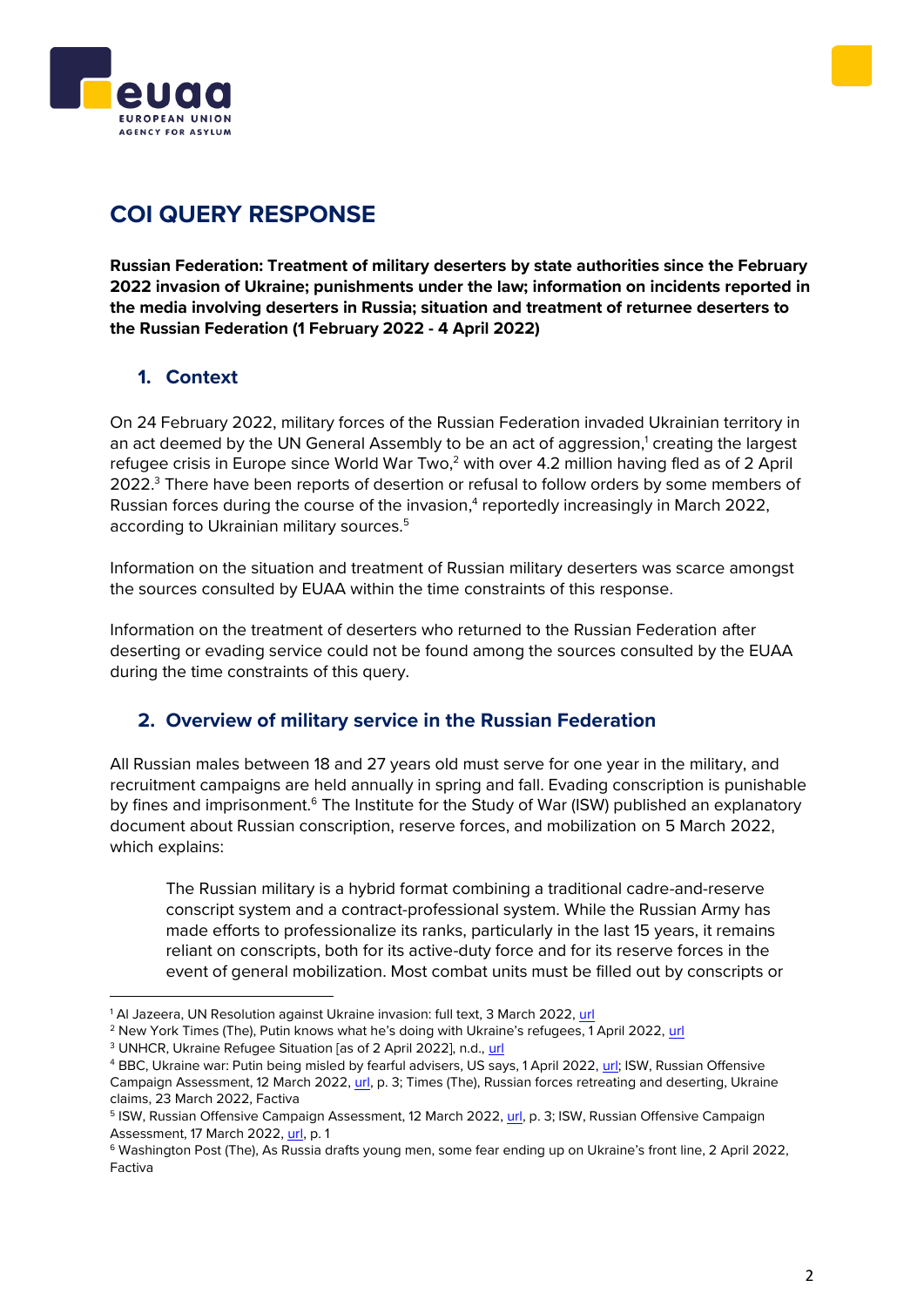# COI QUERY RESPONSE

**Russian Federation: Treatment of military deserters by state authorities since the February 2022 invasion of Ukraine; punishments under the law; information on incidents reported in the media involving deserters in Russia; situation and treatment of returnee deserters to the Russian Federation (1 February 2022 - 4 April 2022)**

## 1. Context

On 24 February 2022, military forces of the Russian Federation invaded Ukrainian territory in an act deemed by the UN General Assembly to be an act of aggression,[1] creating the largest refugee crisis in Europe since World War Two,[2] with over 4.2 million having fled as of 2 April 2022.[3] There have been reports of desertion or refusal to follow orders by some members of Russian forces during the course of the invasion,[4] reportedly increasingly in March 2022, according to Ukrainian military sources.[5]

Information on the situation and treatment of Russian military deserters was scarce amongst the sources consulted by EUAA within the time constraints of this response.

Information on the treatment of deserters who returned to the Russian Federation after deserting or evading service could not be found among the sources consulted by the EUAA during the time constraints of this query.

## 2. Overview of military service in the Russian Federation

All Russian males between 18 and 27 years old must serve for one year in the military, and recruitment campaigns are held annually in spring and fall. Evading conscription is punishable by fines and imprisonment.[6] The Institute for the Study of War (ISW) published an explanatory document about Russian conscription, reserve forces, and mobilization on 5 March 2022, which explains:

> The Russian military is a hybrid format combining a traditional cadre-and-reserve conscript system and a contract-professional system. While the Russian Army has made efforts to professionalize its ranks, particularly in the last 15 years, it remains reliant on conscripts, both for its active-duty force and for its reserve forces in the event of general mobilization. Most combat units must be filled out by conscripts or

---

[1] Al Jazeera, UN Resolution against Ukraine invasion: full text, 3 March 2022, url

[2] New York Times (The), Putin knows what he's doing with Ukraine's refugees, 1 April 2022, url

[3] UNHCR, Ukraine Refugee Situation [as of 2 April 2022], n.d., url

[4] BBC, Ukraine war: Putin being misled by fearful advisers, US says, 1 April 2022, url; ISW, Russian Offensive Campaign Assessment, 12 March 2022, url, p. 3; Times (The), Russian forces retreating and deserting, Ukraine claims, 23 March 2022, Factiva

[5] ISW, Russian Offensive Campaign Assessment, 12 March 2022, url, p. 3; ISW, Russian Offensive Campaign Assessment, 17 March 2022, url, p. 1

[6] Washington Post (The), As Russia drafts young men, some fear ending up on Ukraine's front line, 2 April 2022, Factiva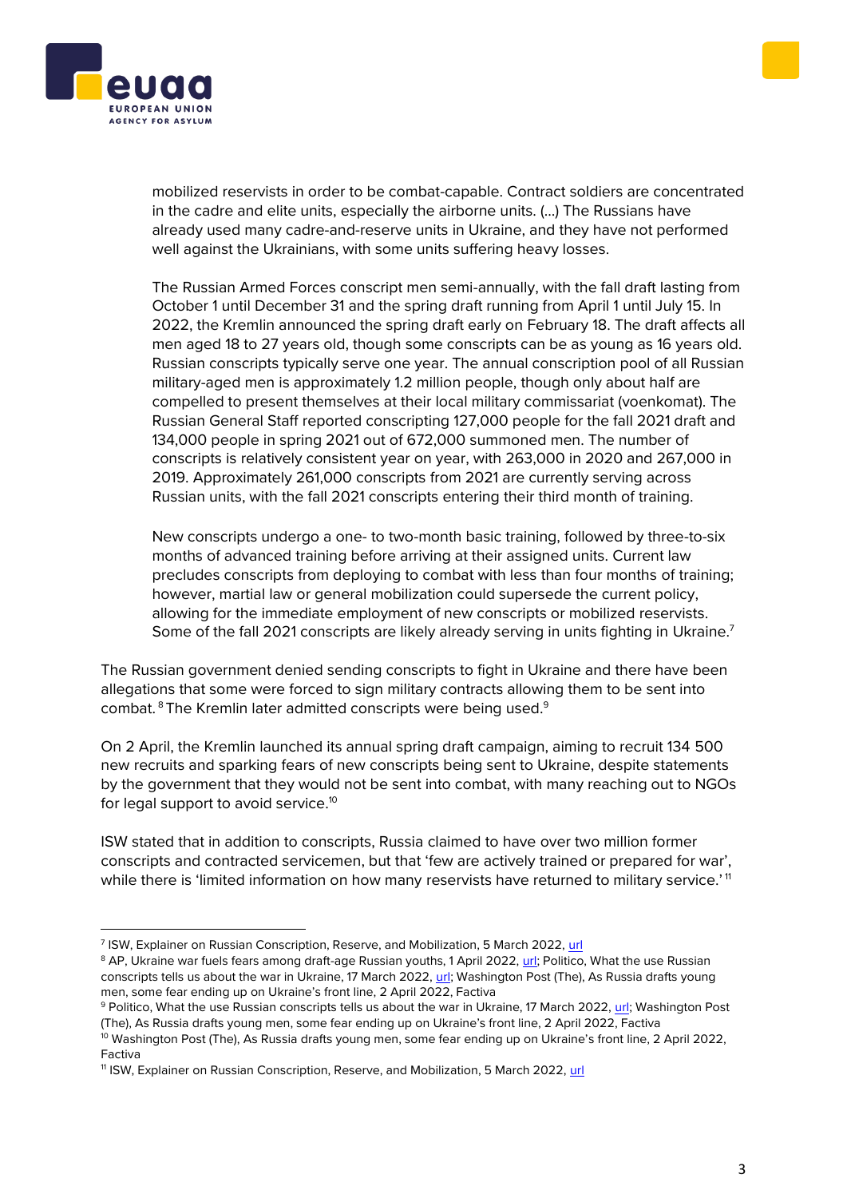> mobilized reservists in order to be combat-capable. Contract soldiers are concentrated in the cadre and elite units, especially the airborne units. (…) The Russians have already used many cadre-and-reserve units in Ukraine, and they have not performed well against the Ukrainians, with some units suffering heavy losses.
>
> The Russian Armed Forces conscript men semi-annually, with the fall draft lasting from October 1 until December 31 and the spring draft running from April 1 until July 15. In 2022, the Kremlin announced the spring draft early on February 18. The draft affects all men aged 18 to 27 years old, though some conscripts can be as young as 16 years old. Russian conscripts typically serve one year. The annual conscription pool of all Russian military-aged men is approximately 1.2 million people, though only about half are compelled to present themselves at their local military commissariat (voenkomat). The Russian General Staff reported conscripting 127,000 people for the fall 2021 draft and 134,000 people in spring 2021 out of 672,000 summoned men. The number of conscripts is relatively consistent year on year, with 263,000 in 2020 and 267,000 in 2019. Approximately 261,000 conscripts from 2021 are currently serving across Russian units, with the fall 2021 conscripts entering their third month of training.
>
> New conscripts undergo a one- to two-month basic training, followed by three-to-six months of advanced training before arriving at their assigned units. Current law precludes conscripts from deploying to combat with less than four months of training; however, martial law or general mobilization could supersede the current policy, allowing for the immediate employment of new conscripts or mobilized reservists. Some of the fall 2021 conscripts are likely already serving in units fighting in Ukraine.[7]

The Russian government denied sending conscripts to fight in Ukraine and there have been allegations that some were forced to sign military contracts allowing them to be sent into combat.[8] The Kremlin later admitted conscripts were being used.[9]

On 2 April, the Kremlin launched its annual spring draft campaign, aiming to recruit 134 500 new recruits and sparking fears of new conscripts being sent to Ukraine, despite statements by the government that they would not be sent into combat, with many reaching out to NGOs for legal support to avoid service.[10]

ISW stated that in addition to conscripts, Russia claimed to have over two million former conscripts and contracted servicemen, but that 'few are actively trained or prepared for war', while there is 'limited information on how many reservists have returned to military service.'[11]

---

[7] ISW, Explainer on Russian Conscription, Reserve, and Mobilization, 5 March 2022, url

[8] AP, Ukraine war fuels fears among draft-age Russian youths, 1 April 2022, url; Politico, What the use Russian conscripts tells us about the war in Ukraine, 17 March 2022, url; Washington Post (The), As Russia drafts young men, some fear ending up on Ukraine's front line, 2 April 2022, Factiva

[9] Politico, What the use Russian conscripts tells us about the war in Ukraine, 17 March 2022, url; Washington Post (The), As Russia drafts young men, some fear ending up on Ukraine's front line, 2 April 2022, Factiva

[10] Washington Post (The), As Russia drafts young men, some fear ending up on Ukraine's front line, 2 April 2022, Factiva

[11] ISW, Explainer on Russian Conscription, Reserve, and Mobilization, 5 March 2022, url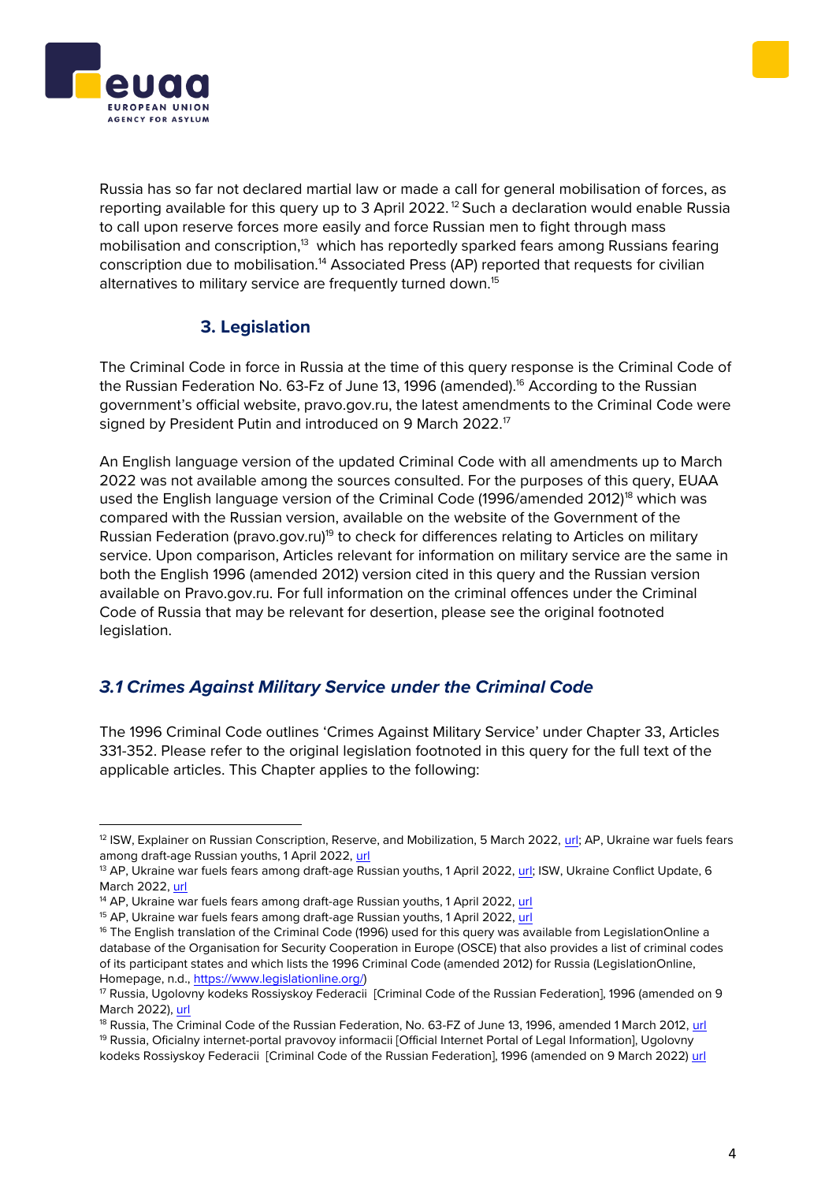Russia has so far not declared martial law or made a call for general mobilisation of forces, as reporting available for this query up to 3 April 2022.[12] Such a declaration would enable Russia to call upon reserve forces more easily and force Russian men to fight through mass mobilisation and conscription,[13] which has reportedly sparked fears among Russians fearing conscription due to mobilisation.[14] Associated Press (AP) reported that requests for civilian alternatives to military service are frequently turned down.[15]

## 3. Legislation

The Criminal Code in force in Russia at the time of this query response is the Criminal Code of the Russian Federation No. 63-Fz of June 13, 1996 (amended).[16] According to the Russian government's official website, pravo.gov.ru, the latest amendments to the Criminal Code were signed by President Putin and introduced on 9 March 2022.[17]

An English language version of the updated Criminal Code with all amendments up to March 2022 was not available among the sources consulted. For the purposes of this query, EUAA used the English language version of the Criminal Code (1996/amended 2012)[18] which was compared with the Russian version, available on the website of the Government of the Russian Federation (pravo.gov.ru)[19] to check for differences relating to Articles on military service. Upon comparison, Articles relevant for information on military service are the same in both the English 1996 (amended 2012) version cited in this query and the Russian version available on Pravo.gov.ru. For full information on the criminal offences under the Criminal Code of Russia that may be relevant for desertion, please see the original footnoted legislation.

### *3.1 Crimes Against Military Service under the Criminal Code*

The 1996 Criminal Code outlines 'Crimes Against Military Service' under Chapter 33, Articles 331-352. Please refer to the original legislation footnoted in this query for the full text of the applicable articles. This Chapter applies to the following:

---

[12] ISW, Explainer on Russian Conscription, Reserve, and Mobilization, 5 March 2022, url; AP, Ukraine war fuels fears among draft-age Russian youths, 1 April 2022, url

[13] AP, Ukraine war fuels fears among draft-age Russian youths, 1 April 2022, url; ISW, Ukraine Conflict Update, 6 March 2022, url

[14] AP, Ukraine war fuels fears among draft-age Russian youths, 1 April 2022, url

[15] AP, Ukraine war fuels fears among draft-age Russian youths, 1 April 2022, url

[16] The English translation of the Criminal Code (1996) used for this query was available from LegislationOnline a database of the Organisation for Security Cooperation in Europe (OSCE) that also provides a list of criminal codes of its participant states and which lists the 1996 Criminal Code (amended 2012) for Russia (LegislationOnline, Homepage, n.d., https://www.legislationline.org/)

[17] Russia, Ugolovny kodeks Rossiyskoy Federacii [Criminal Code of the Russian Federation], 1996 (amended on 9 March 2022), url

[18] Russia, The Criminal Code of the Russian Federation, No. 63-FZ of June 13, 1996, amended 1 March 2012, url

[19] Russia, Oficialny internet-portal pravovoy informacii [Official Internet Portal of Legal Information], Ugolovny kodeks Rossiyskoy Federacii [Criminal Code of the Russian Federation], 1996 (amended on 9 March 2022) url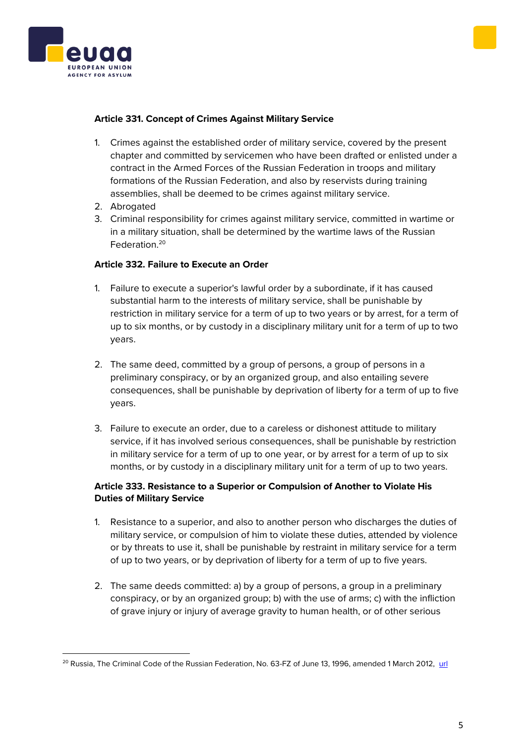**Article 331. Concept of Crimes Against Military Service**

1. Crimes against the established order of military service, covered by the present chapter and committed by servicemen who have been drafted or enlisted under a contract in the Armed Forces of the Russian Federation in troops and military formations of the Russian Federation, and also by reservists during training assemblies, shall be deemed to be crimes against military service.
2. Abrogated
3. Criminal responsibility for crimes against military service, committed in wartime or in a military situation, shall be determined by the wartime laws of the Russian Federation.[20]

**Article 332. Failure to Execute an Order**

1. Failure to execute a superior's lawful order by a subordinate, if it has caused substantial harm to the interests of military service, shall be punishable by restriction in military service for a term of up to two years or by arrest, for a term of up to six months, or by custody in a disciplinary military unit for a term of up to two years.

2. The same deed, committed by a group of persons, a group of persons in a preliminary conspiracy, or by an organized group, and also entailing severe consequences, shall be punishable by deprivation of liberty for a term of up to five years.

3. Failure to execute an order, due to a careless or dishonest attitude to military service, if it has involved serious consequences, shall be punishable by restriction in military service for a term of up to one year, or by arrest for a term of up to six months, or by custody in a disciplinary military unit for a term of up to two years.

**Article 333. Resistance to a Superior or Compulsion of Another to Violate His Duties of Military Service**

1. Resistance to a superior, and also to another person who discharges the duties of military service, or compulsion of him to violate these duties, attended by violence or by threats to use it, shall be punishable by restraint in military service for a term of up to two years, or by deprivation of liberty for a term of up to five years.

2. The same deeds committed: a) by a group of persons, a group in a preliminary conspiracy, or by an organized group; b) with the use of arms; c) with the infliction of grave injury or injury of average gravity to human health, or of other serious

---

[20] Russia, The Criminal Code of the Russian Federation, No. 63-FZ of June 13, 1996, amended 1 March 2012, url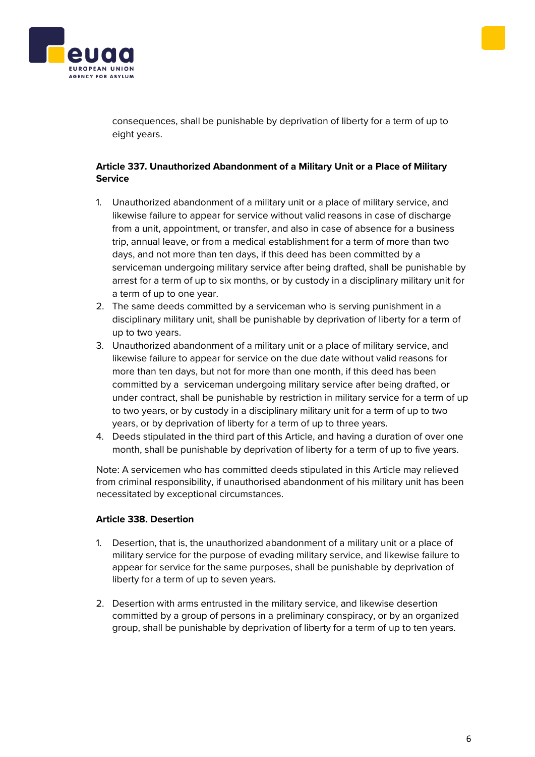consequences, shall be punishable by deprivation of liberty for a term of up to eight years.

**Article 337. Unauthorized Abandonment of a Military Unit or a Place of Military Service**

1. Unauthorized abandonment of a military unit or a place of military service, and likewise failure to appear for service without valid reasons in case of discharge from a unit, appointment, or transfer, and also in case of absence for a business trip, annual leave, or from a medical establishment for a term of more than two days, and not more than ten days, if this deed has been committed by a serviceman undergoing military service after being drafted, shall be punishable by arrest for a term of up to six months, or by custody in a disciplinary military unit for a term of up to one year.
2. The same deeds committed by a serviceman who is serving punishment in a disciplinary military unit, shall be punishable by deprivation of liberty for a term of up to two years.
3. Unauthorized abandonment of a military unit or a place of military service, and likewise failure to appear for service on the due date without valid reasons for more than ten days, but not for more than one month, if this deed has been committed by a serviceman undergoing military service after being drafted, or under contract, shall be punishable by restriction in military service for a term of up to two years, or by custody in a disciplinary military unit for a term of up to two years, or by deprivation of liberty for a term of up to three years.
4. Deeds stipulated in the third part of this Article, and having a duration of over one month, shall be punishable by deprivation of liberty for a term of up to five years.

Note: A servicemen who has committed deeds stipulated in this Article may relieved from criminal responsibility, if unauthorised abandonment of his military unit has been necessitated by exceptional circumstances.

**Article 338. Desertion**

1. Desertion, that is, the unauthorized abandonment of a military unit or a place of military service for the purpose of evading military service, and likewise failure to appear for service for the same purposes, shall be punishable by deprivation of liberty for a term of up to seven years.

2. Desertion with arms entrusted in the military service, and likewise desertion committed by a group of persons in a preliminary conspiracy, or by an organized group, shall be punishable by deprivation of liberty for a term of up to ten years.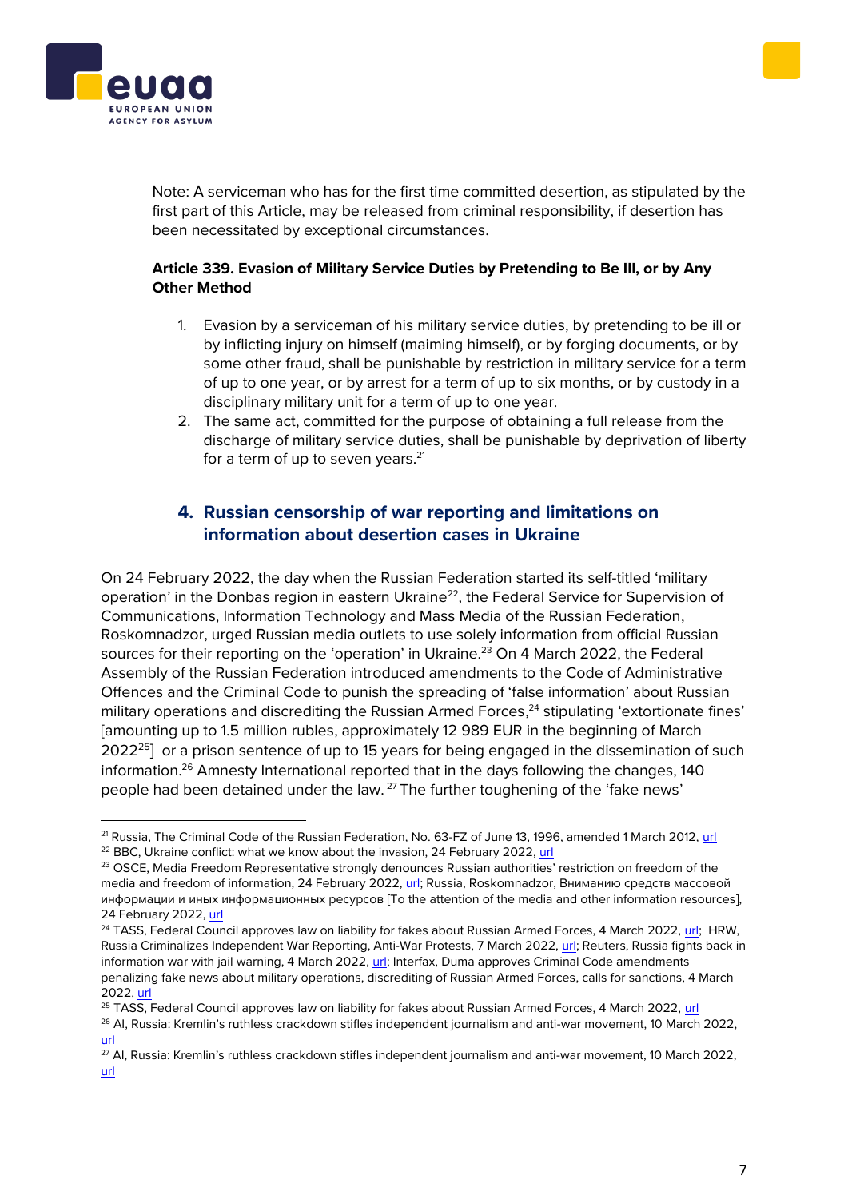Note: A serviceman who has for the first time committed desertion, as stipulated by the first part of this Article, may be released from criminal responsibility, if desertion has been necessitated by exceptional circumstances.

**Article 339. Evasion of Military Service Duties by Pretending to Be Ill, or by Any Other Method**

1. Evasion by a serviceman of his military service duties, by pretending to be ill or by inflicting injury on himself (maiming himself), or by forging documents, or by some other fraud, shall be punishable by restriction in military service for a term of up to one year, or by arrest for a term of up to six months, or by custody in a disciplinary military unit for a term of up to one year.
2. The same act, committed for the purpose of obtaining a full release from the discharge of military service duties, shall be punishable by deprivation of liberty for a term of up to seven years.[21]

## 4. Russian censorship of war reporting and limitations on information about desertion cases in Ukraine

On 24 February 2022, the day when the Russian Federation started its self-titled 'military operation' in the Donbas region in eastern Ukraine[22], the Federal Service for Supervision of Communications, Information Technology and Mass Media of the Russian Federation, Roskomnadzor, urged Russian media outlets to use solely information from official Russian sources for their reporting on the 'operation' in Ukraine.[23] On 4 March 2022, the Federal Assembly of the Russian Federation introduced amendments to the Code of Administrative Offences and the Criminal Code to punish the spreading of 'false information' about Russian military operations and discrediting the Russian Armed Forces,[24] stipulating 'extortionate fines' [amounting up to 1.5 million rubles, approximately 12 989 EUR in the beginning of March 2022[25]] or a prison sentence of up to 15 years for being engaged in the dissemination of such information.[26] Amnesty International reported that in the days following the changes, 140 people had been detained under the law.[27] The further toughening of the 'fake news'

[21] Russia, The Criminal Code of the Russian Federation, No. 63-FZ of June 13, 1996, amended 1 March 2012, url

[22] BBC, Ukraine conflict: what we know about the invasion, 24 February 2022, url

[23] OSCE, Media Freedom Representative strongly denounces Russian authorities' restriction on freedom of the media and freedom of information, 24 February 2022, url; Russia, Roskomnadzor, Вниманию средств массовой информации и иных информационных ресурсов [To the attention of the media and other information resources], 24 February 2022, url

[24] TASS, Federal Council approves law on liability for fakes about Russian Armed Forces, 4 March 2022, url; HRW, Russia Criminalizes Independent War Reporting, Anti-War Protests, 7 March 2022, url; Reuters, Russia fights back in information war with jail warning, 4 March 2022, url; Interfax, Duma approves Criminal Code amendments penalizing fake news about military operations, discrediting of Russian Armed Forces, calls for sanctions, 4 March 2022, url

[25] TASS, Federal Council approves law on liability for fakes about Russian Armed Forces, 4 March 2022, url

[26] AI, Russia: Kremlin's ruthless crackdown stifles independent journalism and anti-war movement, 10 March 2022, url

[27] AI, Russia: Kremlin's ruthless crackdown stifles independent journalism and anti-war movement, 10 March 2022, url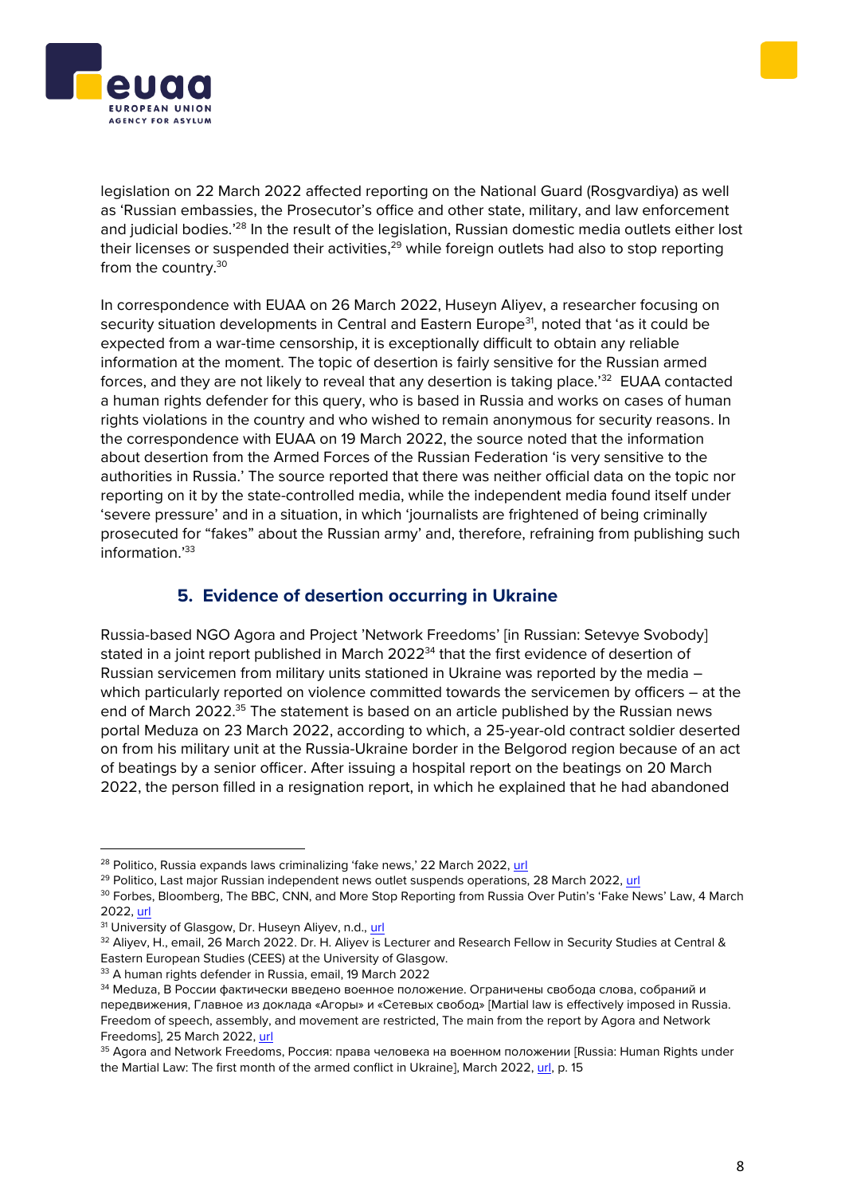legislation on 22 March 2022 affected reporting on the National Guard (Rosgvardiya) as well as 'Russian embassies, the Prosecutor's office and other state, military, and law enforcement and judicial bodies.'[28] In the result of the legislation, Russian domestic media outlets either lost their licenses or suspended their activities,[29] while foreign outlets had also to stop reporting from the country.[30]

In correspondence with EUAA on 26 March 2022, Huseyn Aliyev, a researcher focusing on security situation developments in Central and Eastern Europe[31], noted that 'as it could be expected from a war-time censorship, it is exceptionally difficult to obtain any reliable information at the moment. The topic of desertion is fairly sensitive for the Russian armed forces, and they are not likely to reveal that any desertion is taking place.'[32] EUAA contacted a human rights defender for this query, who is based in Russia and works on cases of human rights violations in the country and who wished to remain anonymous for security reasons. In the correspondence with EUAA on 19 March 2022, the source noted that the information about desertion from the Armed Forces of the Russian Federation 'is very sensitive to the authorities in Russia.' The source reported that there was neither official data on the topic nor reporting on it by the state-controlled media, while the independent media found itself under 'severe pressure' and in a situation, in which 'journalists are frightened of being criminally prosecuted for "fakes" about the Russian army' and, therefore, refraining from publishing such information.'[33]

## 5. Evidence of desertion occurring in Ukraine

Russia-based NGO Agora and Project 'Network Freedoms' [in Russian: Setevye Svobody] stated in a joint report published in March 2022[34] that the first evidence of desertion of Russian servicemen from military units stationed in Ukraine was reported by the media – which particularly reported on violence committed towards the servicemen by officers – at the end of March 2022.[35] The statement is based on an article published by the Russian news portal Meduza on 23 March 2022, according to which, a 25-year-old contract soldier deserted on from his military unit at the Russia-Ukraine border in the Belgorod region because of an act of beatings by a senior officer. After issuing a hospital report on the beatings on 20 March 2022, the person filled in a resignation report, in which he explained that he had abandoned

---

[28] Politico, Russia expands laws criminalizing 'fake news,' 22 March 2022, url

[29] Politico, Last major Russian independent news outlet suspends operations, 28 March 2022, url

[30] Forbes, Bloomberg, The BBC, CNN, and More Stop Reporting from Russia Over Putin's 'Fake News' Law, 4 March 2022, url

[31] University of Glasgow, Dr. Huseyn Aliyev, n.d., url

[32] Aliyev, H., email, 26 March 2022. Dr. H. Aliyev is Lecturer and Research Fellow in Security Studies at Central & Eastern European Studies (CEES) at the University of Glasgow.

[33] A human rights defender in Russia, email, 19 March 2022

[34] Meduza, В России фактически введено военное положение. Ограничены свобода слова, собраний и передвижения, Главное из доклада «Агоры» и «Сетевых свобод» [Martial law is effectively imposed in Russia. Freedom of speech, assembly, and movement are restricted, The main from the report by Agora and Network Freedoms], 25 March 2022, url

[35] Agora and Network Freedoms, Россия: права человека на военном положении [Russia: Human Rights under the Martial Law: The first month of the armed conflict in Ukraine], March 2022, url, p. 15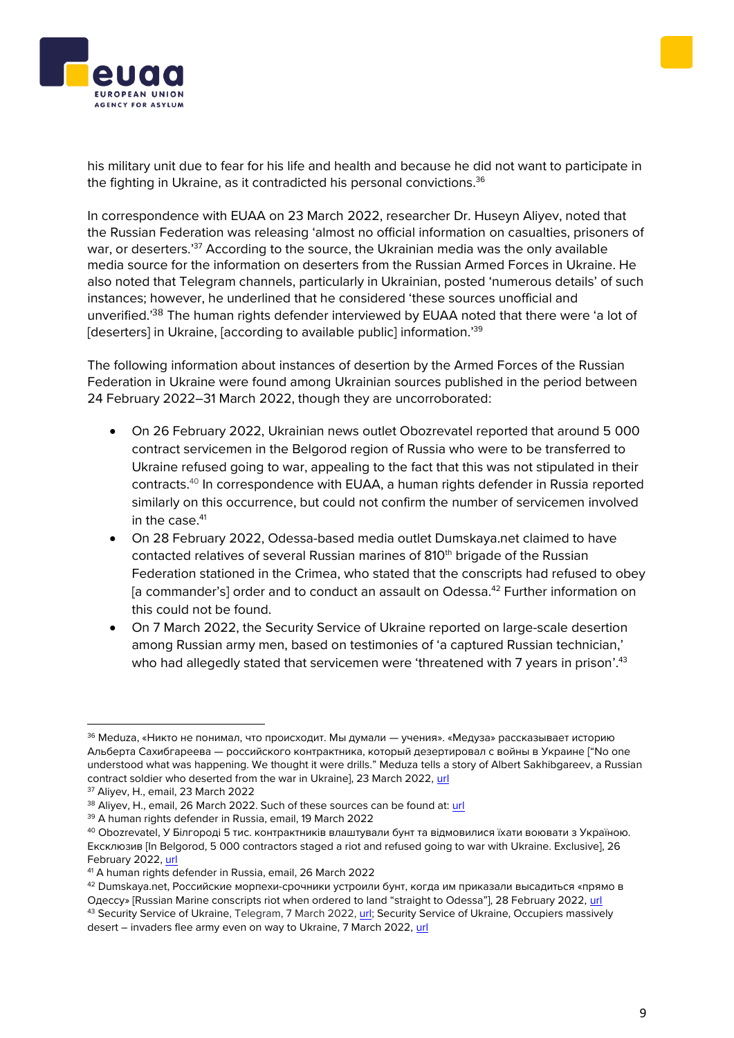his military unit due to fear for his life and health and because he did not want to participate in the fighting in Ukraine, as it contradicted his personal convictions.[36]

In correspondence with EUAA on 23 March 2022, researcher Dr. Huseyn Aliyev, noted that the Russian Federation was releasing 'almost no official information on casualties, prisoners of war, or deserters.'[37] According to the source, the Ukrainian media was the only available media source for the information on deserters from the Russian Armed Forces in Ukraine. He also noted that Telegram channels, particularly in Ukrainian, posted 'numerous details' of such instances; however, he underlined that he considered 'these sources unofficial and unverified.'[38] The human rights defender interviewed by EUAA noted that there were 'a lot of [deserters] in Ukraine, [according to available public] information.'[39]

The following information about instances of desertion by the Armed Forces of the Russian Federation in Ukraine were found among Ukrainian sources published in the period between 24 February 2022–31 March 2022, though they are uncorroborated:

- On 26 February 2022, Ukrainian news outlet Obozrevatel reported that around 5 000 contract servicemen in the Belgorod region of Russia who were to be transferred to Ukraine refused going to war, appealing to the fact that this was not stipulated in their contracts.[40] In correspondence with EUAA, a human rights defender in Russia reported similarly on this occurrence, but could not confirm the number of servicemen involved in the case.[41]
- On 28 February 2022, Odessa-based media outlet Dumskaya.net claimed to have contacted relatives of several Russian marines of 810th brigade of the Russian Federation stationed in the Crimea, who stated that the conscripts had refused to obey [a commander's] order and to conduct an assault on Odessa.[42] Further information on this could not be found.
- On 7 March 2022, the Security Service of Ukraine reported on large-scale desertion among Russian army men, based on testimonies of 'a captured Russian technician,' who had allegedly stated that servicemen were 'threatened with 7 years in prison'.[43]

---

[36] Meduza, «Никто не понимал, что происходит. Мы думали — учения». «Медуза» рассказывает историю Альберта Сахибгареева — российского контрактника, который дезертировал с войны в Украине ["No one understood what was happening. We thought it were drills." Meduza tells a story of Albert Sakhibgareev, a Russian contract soldier who deserted from the war in Ukraine], 23 March 2022, url

[37] Aliyev, H., email, 23 March 2022

[38] Aliyev, H., email, 26 March 2022. Such of these sources can be found at: url

[39] A human rights defender in Russia, email, 19 March 2022

[40] Obozrevatel, У Білгороді 5 тис. контрактників влаштували бунт та відмовилися їхати воювати з Україною. Ексклюзив [In Belgorod, 5 000 contractors staged a riot and refused going to war with Ukraine. Exclusive], 26 February 2022, url

[41] A human rights defender in Russia, email, 26 March 2022

[42] Dumskaya.net, Российские морпехи-срочники устроили бунт, когда им приказали высадиться «прямо в Одессу» [Russian Marine conscripts riot when ordered to land "straight to Odessa"], 28 February 2022, url

[43] Security Service of Ukraine, Telegram, 7 March 2022, url; Security Service of Ukraine, Occupiers massively desert – invaders flee army even on way to Ukraine, 7 March 2022, url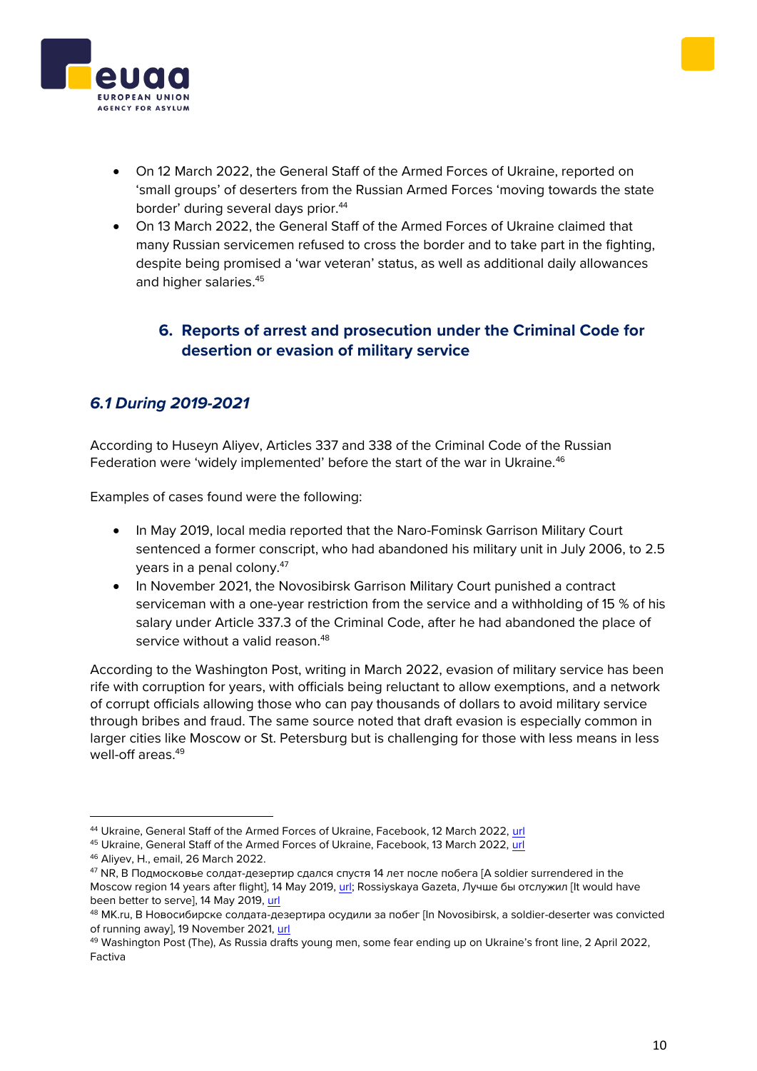- On 12 March 2022, the General Staff of the Armed Forces of Ukraine, reported on 'small groups' of deserters from the Russian Armed Forces 'moving towards the state border' during several days prior.[44]
- On 13 March 2022, the General Staff of the Armed Forces of Ukraine claimed that many Russian servicemen refused to cross the border and to take part in the fighting, despite being promised a 'war veteran' status, as well as additional daily allowances and higher salaries.[45]

## 6. Reports of arrest and prosecution under the Criminal Code for desertion or evasion of military service

### *6.1 During 2019-2021*

According to Huseyn Aliyev, Articles 337 and 338 of the Criminal Code of the Russian Federation were 'widely implemented' before the start of the war in Ukraine.[46]

Examples of cases found were the following:

- In May 2019, local media reported that the Naro-Fominsk Garrison Military Court sentenced a former conscript, who had abandoned his military unit in July 2006, to 2.5 years in a penal colony.[47]
- In November 2021, the Novosibirsk Garrison Military Court punished a contract serviceman with a one-year restriction from the service and a withholding of 15 % of his salary under Article 337.3 of the Criminal Code, after he had abandoned the place of service without a valid reason.[48]

According to the Washington Post, writing in March 2022, evasion of military service has been rife with corruption for years, with officials being reluctant to allow exemptions, and a network of corrupt officials allowing those who can pay thousands of dollars to avoid military service through bribes and fraud. The same source noted that draft evasion is especially common in larger cities like Moscow or St. Petersburg but is challenging for those with less means in less well-off areas.[49]

---

[44] Ukraine, General Staff of the Armed Forces of Ukraine, Facebook, 12 March 2022, url
[45] Ukraine, General Staff of the Armed Forces of Ukraine, Facebook, 13 March 2022, url
[46] Aliyev, H., email, 26 March 2022.
[47] NR, В Подмосковье солдат-дезертир сдался спустя 14 лет после побега [A soldier surrendered in the Moscow region 14 years after flight], 14 May 2019, url; Rossiyskaya Gazeta, Лучше бы отслужил [It would have been better to serve], 14 May 2019, url
[48] MK.ru, В Новосибирске солдата-дезертира осудили за побег [In Novosibirsk, a soldier-deserter was convicted of running away], 19 November 2021, url
[49] Washington Post (The), As Russia drafts young men, some fear ending up on Ukraine's front line, 2 April 2022, Factiva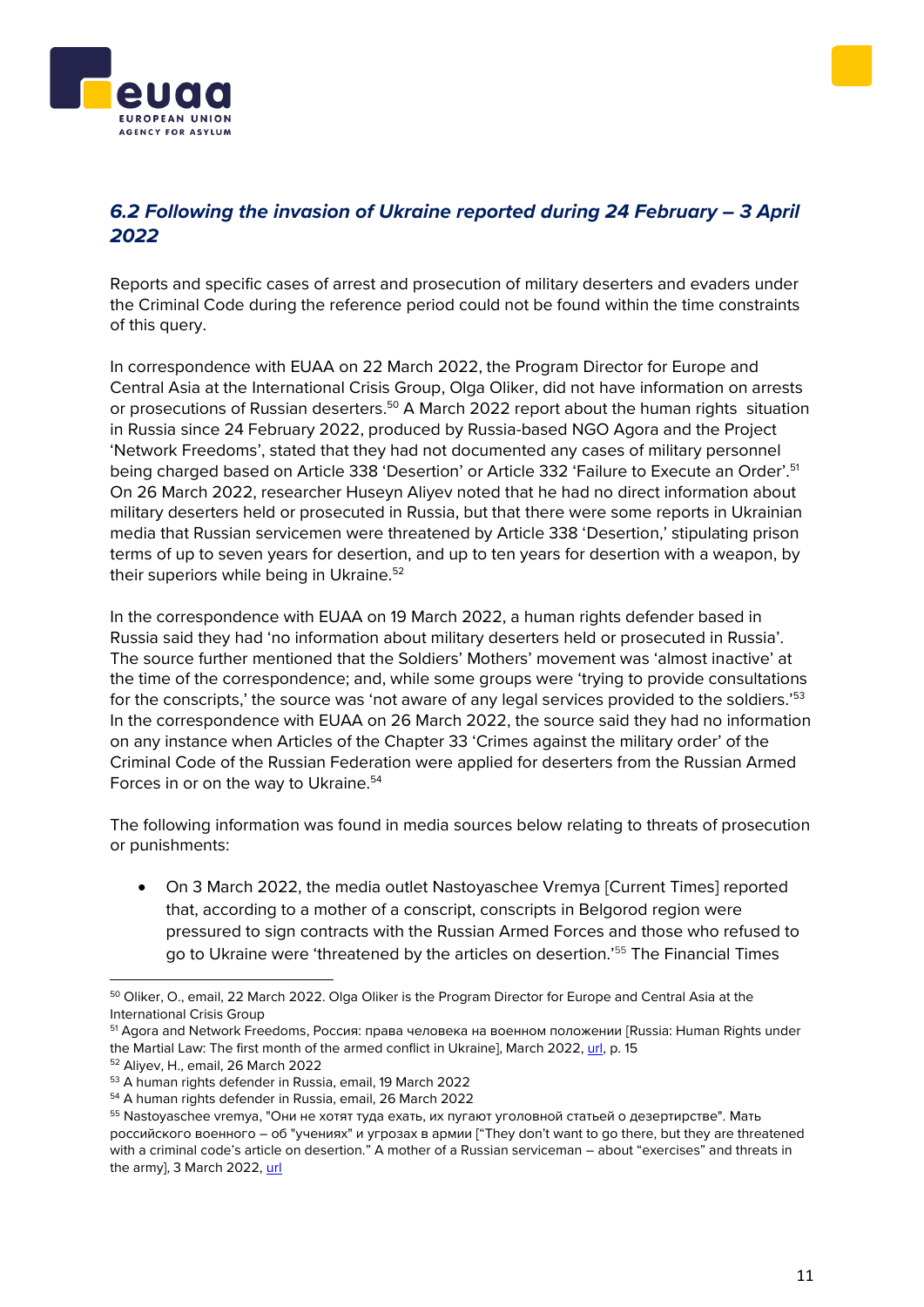### *6.2 Following the invasion of Ukraine reported during 24 February – 3 April 2022*

Reports and specific cases of arrest and prosecution of military deserters and evaders under the Criminal Code during the reference period could not be found within the time constraints of this query.

In correspondence with EUAA on 22 March 2022, the Program Director for Europe and Central Asia at the International Crisis Group, Olga Oliker, did not have information on arrests or prosecutions of Russian deserters.[50] A March 2022 report about the human rights situation in Russia since 24 February 2022, produced by Russia-based NGO Agora and the Project 'Network Freedoms', stated that they had not documented any cases of military personnel being charged based on Article 338 'Desertion' or Article 332 'Failure to Execute an Order'.[51] On 26 March 2022, researcher Huseyn Aliyev noted that he had no direct information about military deserters held or prosecuted in Russia, but that there were some reports in Ukrainian media that Russian servicemen were threatened by Article 338 'Desertion,' stipulating prison terms of up to seven years for desertion, and up to ten years for desertion with a weapon, by their superiors while being in Ukraine.[52]

In the correspondence with EUAA on 19 March 2022, a human rights defender based in Russia said they had 'no information about military deserters held or prosecuted in Russia'. The source further mentioned that the Soldiers' Mothers' movement was 'almost inactive' at the time of the correspondence; and, while some groups were 'trying to provide consultations for the conscripts,' the source was 'not aware of any legal services provided to the soldiers.'[53] In the correspondence with EUAA on 26 March 2022, the source said they had no information on any instance when Articles of the Chapter 33 'Crimes against the military order' of the Criminal Code of the Russian Federation were applied for deserters from the Russian Armed Forces in or on the way to Ukraine.[54]

The following information was found in media sources below relating to threats of prosecution or punishments:

- On 3 March 2022, the media outlet Nastoyaschee Vremya [Current Times] reported that, according to a mother of a conscript, conscripts in Belgorod region were pressured to sign contracts with the Russian Armed Forces and those who refused to go to Ukraine were 'threatened by the articles on desertion.'[55] The Financial Times

---

[50] Oliker, O., email, 22 March 2022. Olga Oliker is the Program Director for Europe and Central Asia at the International Crisis Group

[51] Agora and Network Freedoms, Россия: права человека на военном положении [Russia: Human Rights under the Martial Law: The first month of the armed conflict in Ukraine], March 2022, url, p. 15

[52] Aliyev, H., email, 26 March 2022

[53] A human rights defender in Russia, email, 19 March 2022

[54] A human rights defender in Russia, email, 26 March 2022

[55] Nastoyaschee vremya, "Они не хотят туда ехать, их пугают уголовной статьей о дезертирстве". Мать российского военного – об "учениях" и угрозах в армии ["They don't want to go there, but they are threatened with a criminal code's article on desertion." A mother of a Russian serviceman – about "exercises" and threats in the army], 3 March 2022, url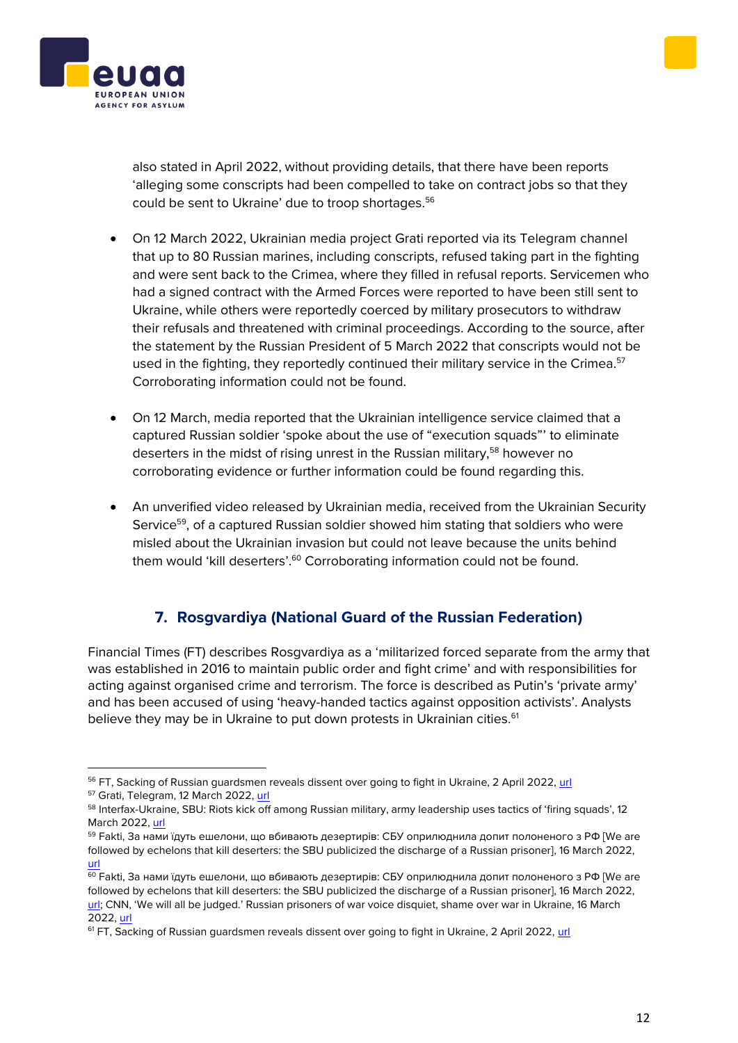also stated in April 2022, without providing details, that there have been reports 'alleging some conscripts had been compelled to take on contract jobs so that they could be sent to Ukraine' due to troop shortages.[56]

- On 12 March 2022, Ukrainian media project Grati reported via its Telegram channel that up to 80 Russian marines, including conscripts, refused taking part in the fighting and were sent back to the Crimea, where they filled in refusal reports. Servicemen who had a signed contract with the Armed Forces were reported to have been still sent to Ukraine, while others were reportedly coerced by military prosecutors to withdraw their refusals and threatened with criminal proceedings. According to the source, after the statement by the Russian President of 5 March 2022 that conscripts would not be used in the fighting, they reportedly continued their military service in the Crimea.[57] Corroborating information could not be found.

- On 12 March, media reported that the Ukrainian intelligence service claimed that a captured Russian soldier 'spoke about the use of "execution squads"' to eliminate deserters in the midst of rising unrest in the Russian military,[58] however no corroborating evidence or further information could be found regarding this.

- An unverified video released by Ukrainian media, received from the Ukrainian Security Service[59], of a captured Russian soldier showed him stating that soldiers who were misled about the Ukrainian invasion but could not leave because the units behind them would 'kill deserters'.[60] Corroborating information could not be found.

## 7. Rosgvardiya (National Guard of the Russian Federation)

Financial Times (FT) describes Rosgvardiya as a 'militarized forced separate from the army that was established in 2016 to maintain public order and fight crime' and with responsibilities for acting against organised crime and terrorism. The force is described as Putin's 'private army' and has been accused of using 'heavy-handed tactics against opposition activists'. Analysts believe they may be in Ukraine to put down protests in Ukrainian cities.[61]

---

[56] FT, Sacking of Russian guardsmen reveals dissent over going to fight in Ukraine, 2 April 2022, url

[57] Grati, Telegram, 12 March 2022, url

[58] Interfax-Ukraine, SBU: Riots kick off among Russian military, army leadership uses tactics of 'firing squads', 12 March 2022, url

[59] Fakti, За нами їдуть ешелони, що вбивають дезертирів: СБУ оприлюднила допит полоненого з РФ [We are followed by echelons that kill deserters: the SBU publicized the discharge of a Russian prisoner], 16 March 2022, url

[60] Fakti, За нами їдуть ешелони, що вбивають дезертирів: СБУ оприлюднила допит полоненого з РФ [We are followed by echelons that kill deserters: the SBU publicized the discharge of a Russian prisoner], 16 March 2022, url; CNN, 'We will all be judged.' Russian prisoners of war voice disquiet, shame over war in Ukraine, 16 March 2022, url

[61] FT, Sacking of Russian guardsmen reveals dissent over going to fight in Ukraine, 2 April 2022, url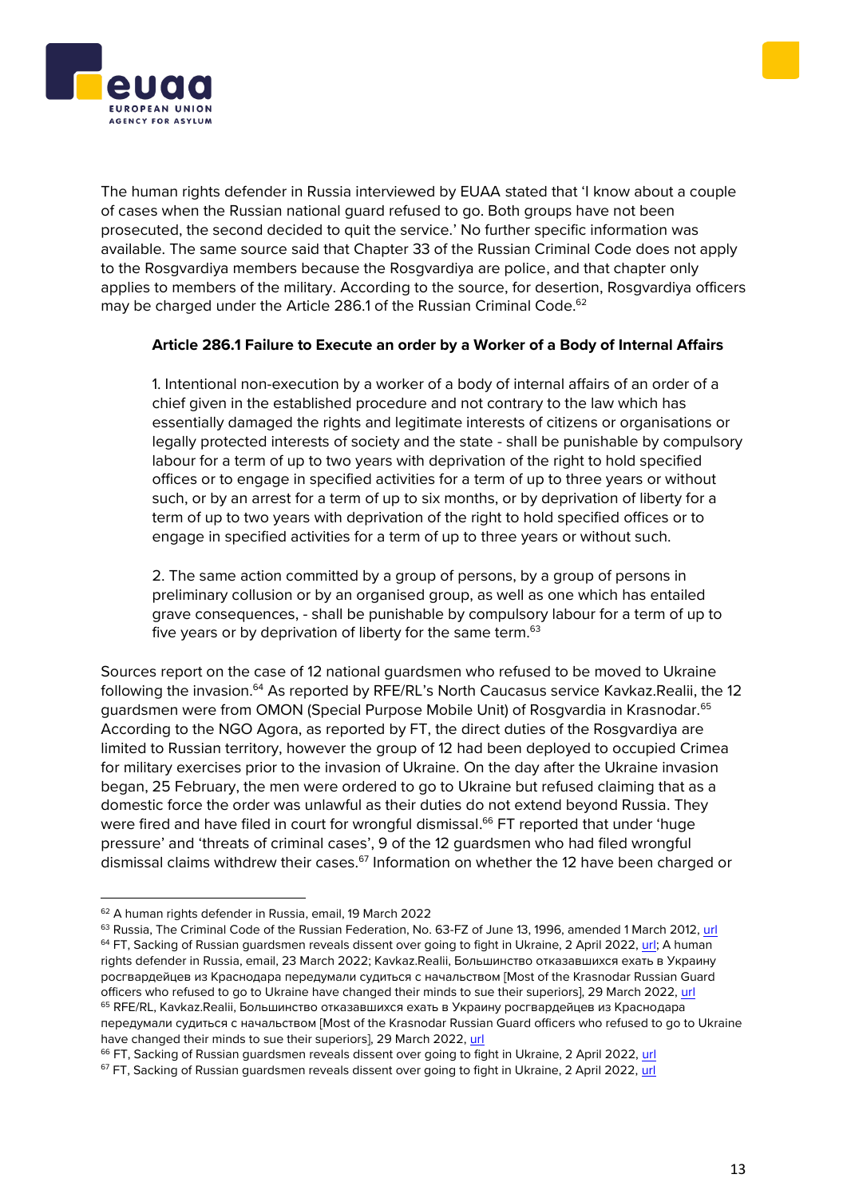The human rights defender in Russia interviewed by EUAA stated that 'I know about a couple of cases when the Russian national guard refused to go. Both groups have not been prosecuted, the second decided to quit the service.' No further specific information was available. The same source said that Chapter 33 of the Russian Criminal Code does not apply to the Rosgvardiya members because the Rosgvardiya are police, and that chapter only applies to members of the military. According to the source, for desertion, Rosgvardiya officers may be charged under the Article 286.1 of the Russian Criminal Code.[62]

> **Article 286.1 Failure to Execute an order by a Worker of a Body of Internal Affairs**
>
> 1. Intentional non-execution by a worker of a body of internal affairs of an order of a chief given in the established procedure and not contrary to the law which has essentially damaged the rights and legitimate interests of citizens or organisations or legally protected interests of society and the state - shall be punishable by compulsory labour for a term of up to two years with deprivation of the right to hold specified offices or to engage in specified activities for a term of up to three years or without such, or by an arrest for a term of up to six months, or by deprivation of liberty for a term of up to two years with deprivation of the right to hold specified offices or to engage in specified activities for a term of up to three years or without such.
>
> 2. The same action committed by a group of persons, by a group of persons in preliminary collusion or by an organised group, as well as one which has entailed grave consequences, - shall be punishable by compulsory labour for a term of up to five years or by deprivation of liberty for the same term.[63]

Sources report on the case of 12 national guardsmen who refused to be moved to Ukraine following the invasion.[64] As reported by RFE/RL's North Caucasus service Kavkaz.Realii, the 12 guardsmen were from OMON (Special Purpose Mobile Unit) of Rosgvardia in Krasnodar.[65] According to the NGO Agora, as reported by FT, the direct duties of the Rosgvardiya are limited to Russian territory, however the group of 12 had been deployed to occupied Crimea for military exercises prior to the invasion of Ukraine. On the day after the Ukraine invasion began, 25 February, the men were ordered to go to Ukraine but refused claiming that as a domestic force the order was unlawful as their duties do not extend beyond Russia. They were fired and have filed in court for wrongful dismissal.[66] FT reported that under 'huge pressure' and 'threats of criminal cases', 9 of the 12 guardsmen who had filed wrongful dismissal claims withdrew their cases.[67] Information on whether the 12 have been charged or

---

[62] A human rights defender in Russia, email, 19 March 2022

[63] Russia, The Criminal Code of the Russian Federation, No. 63-FZ of June 13, 1996, amended 1 March 2012, url

[64] FT, Sacking of Russian guardsmen reveals dissent over going to fight in Ukraine, 2 April 2022, url; A human rights defender in Russia, email, 23 March 2022; Kavkaz.Realii, Большинство отказавшихся ехать в Украину росгвардейцев из Краснодара передумали судиться с начальством [Most of the Krasnodar Russian Guard officers who refused to go to Ukraine have changed their minds to sue their superiors], 29 March 2022, url

[65] RFE/RL, Kavkaz.Realii, Большинство отказавшихся ехать в Украину росгвардейцев из Краснодара передумали судиться с начальством [Most of the Krasnodar Russian Guard officers who refused to go to Ukraine have changed their minds to sue their superiors], 29 March 2022, url

[66] FT, Sacking of Russian guardsmen reveals dissent over going to fight in Ukraine, 2 April 2022, url

[67] FT, Sacking of Russian guardsmen reveals dissent over going to fight in Ukraine, 2 April 2022, url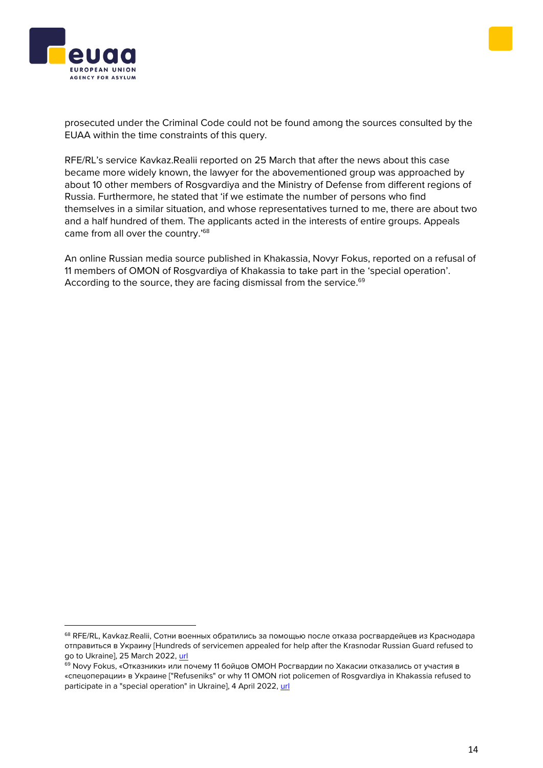prosecuted under the Criminal Code could not be found among the sources consulted by the EUAA within the time constraints of this query.

RFE/RL's service Kavkaz.Realii reported on 25 March that after the news about this case became more widely known, the lawyer for the abovementioned group was approached by about 10 other members of Rosgvardiya and the Ministry of Defense from different regions of Russia. Furthermore, he stated that 'if we estimate the number of persons who find themselves in a similar situation, and whose representatives turned to me, there are about two and a half hundred of them. The applicants acted in the interests of entire groups. Appeals came from all over the country.'[68]

An online Russian media source published in Khakassia, Novyr Fokus, reported on a refusal of 11 members of OMON of Rosgvardiya of Khakassia to take part in the 'special operation'. According to the source, they are facing dismissal from the service.[69]

---

[68] RFE/RL, Kavkaz.Realii, Сотни военных обратились за помощью после отказа росгвардейцев из Краснодара отправиться в Украину [Hundreds of servicemen appealed for help after the Krasnodar Russian Guard refused to go to Ukraine], 25 March 2022, url

[69] Novy Fokus, «Отказники» или почему 11 бойцов ОМОН Росгвардии по Хакасии отказались от участия в «спецоперации» в Украине ["Refuseniks" or why 11 OMON riot policemen of Rosgvardiya in Khakassia refused to participate in a "special operation" in Ukraine], 4 April 2022, url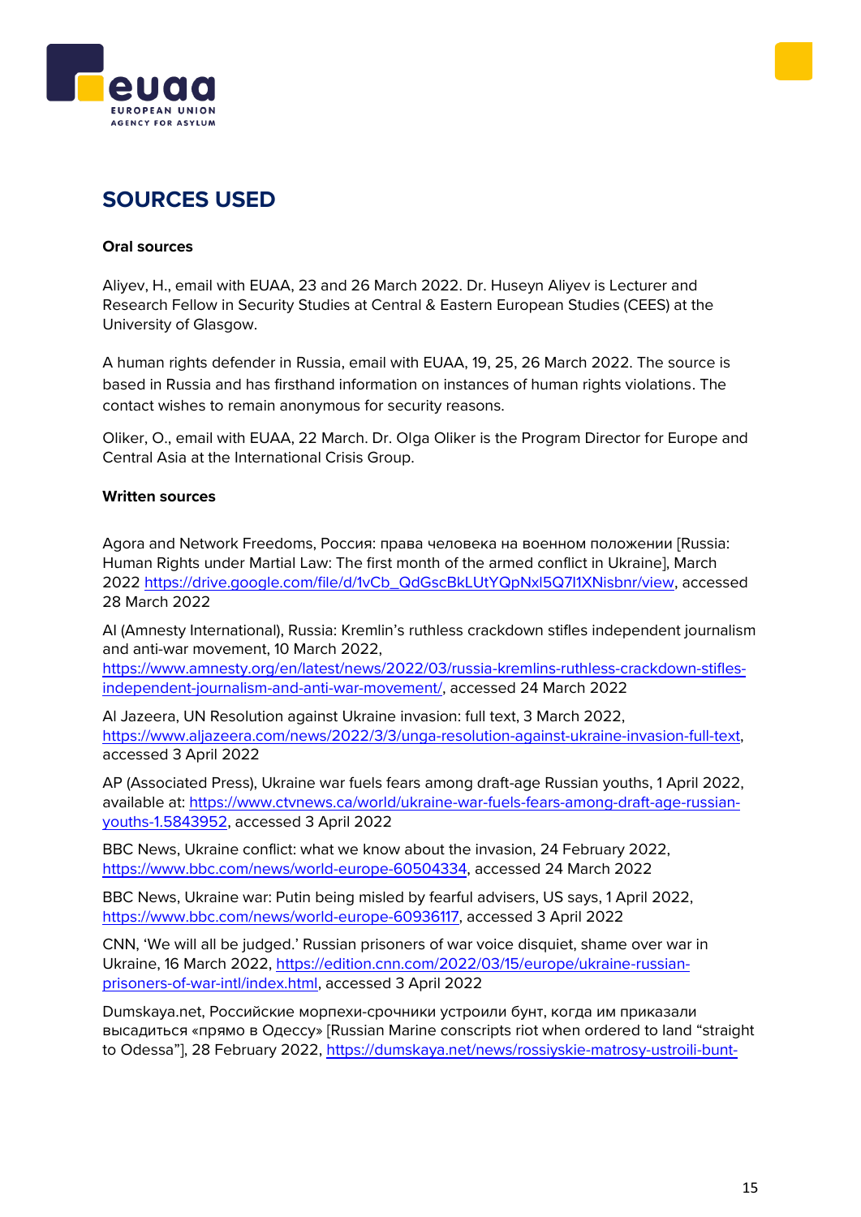## SOURCES USED

**Oral sources**

Aliyev, H., email with EUAA, 23 and 26 March 2022. Dr. Huseyn Aliyev is Lecturer and Research Fellow in Security Studies at Central & Eastern European Studies (CEES) at the University of Glasgow.

A human rights defender in Russia, email with EUAA, 19, 25, 26 March 2022. The source is based in Russia and has firsthand information on instances of human rights violations. The contact wishes to remain anonymous for security reasons.

Oliker, O., email with EUAA, 22 March. Dr. Olga Oliker is the Program Director for Europe and Central Asia at the International Crisis Group.

**Written sources**

Agora and Network Freedoms, Россия: права человека на военном положении [Russia: Human Rights under Martial Law: The first month of the armed conflict in Ukraine], March 2022 https://drive.google.com/file/d/1vCb_QdGscBkLUtYQpNxl5Q7I1XNisbnr/view, accessed 28 March 2022

AI (Amnesty International), Russia: Kremlin's ruthless crackdown stifles independent journalism and anti-war movement, 10 March 2022, https://www.amnesty.org/en/latest/news/2022/03/russia-kremlins-ruthless-crackdown-stifles-independent-journalism-and-anti-war-movement/, accessed 24 March 2022

Al Jazeera, UN Resolution against Ukraine invasion: full text, 3 March 2022, https://www.aljazeera.com/news/2022/3/3/unga-resolution-against-ukraine-invasion-full-text, accessed 3 April 2022

AP (Associated Press), Ukraine war fuels fears among draft-age Russian youths, 1 April 2022, available at: https://www.ctvnews.ca/world/ukraine-war-fuels-fears-among-draft-age-russian-youths-1.5843952, accessed 3 April 2022

BBC News, Ukraine conflict: what we know about the invasion, 24 February 2022, https://www.bbc.com/news/world-europe-60504334, accessed 24 March 2022

BBC News, Ukraine war: Putin being misled by fearful advisers, US says, 1 April 2022, https://www.bbc.com/news/world-europe-60936117, accessed 3 April 2022

CNN, 'We will all be judged.' Russian prisoners of war voice disquiet, shame over war in Ukraine, 16 March 2022, https://edition.cnn.com/2022/03/15/europe/ukraine-russian-prisoners-of-war-intl/index.html, accessed 3 April 2022

Dumskaya.net, Российские морпехи-срочники устроили бунт, когда им приказали высадиться «прямо в Одессу» [Russian Marine conscripts riot when ordered to land "straight to Odessa"], 28 February 2022, https://dumskaya.net/news/rossiyskie-matrosy-ustroili-bunt-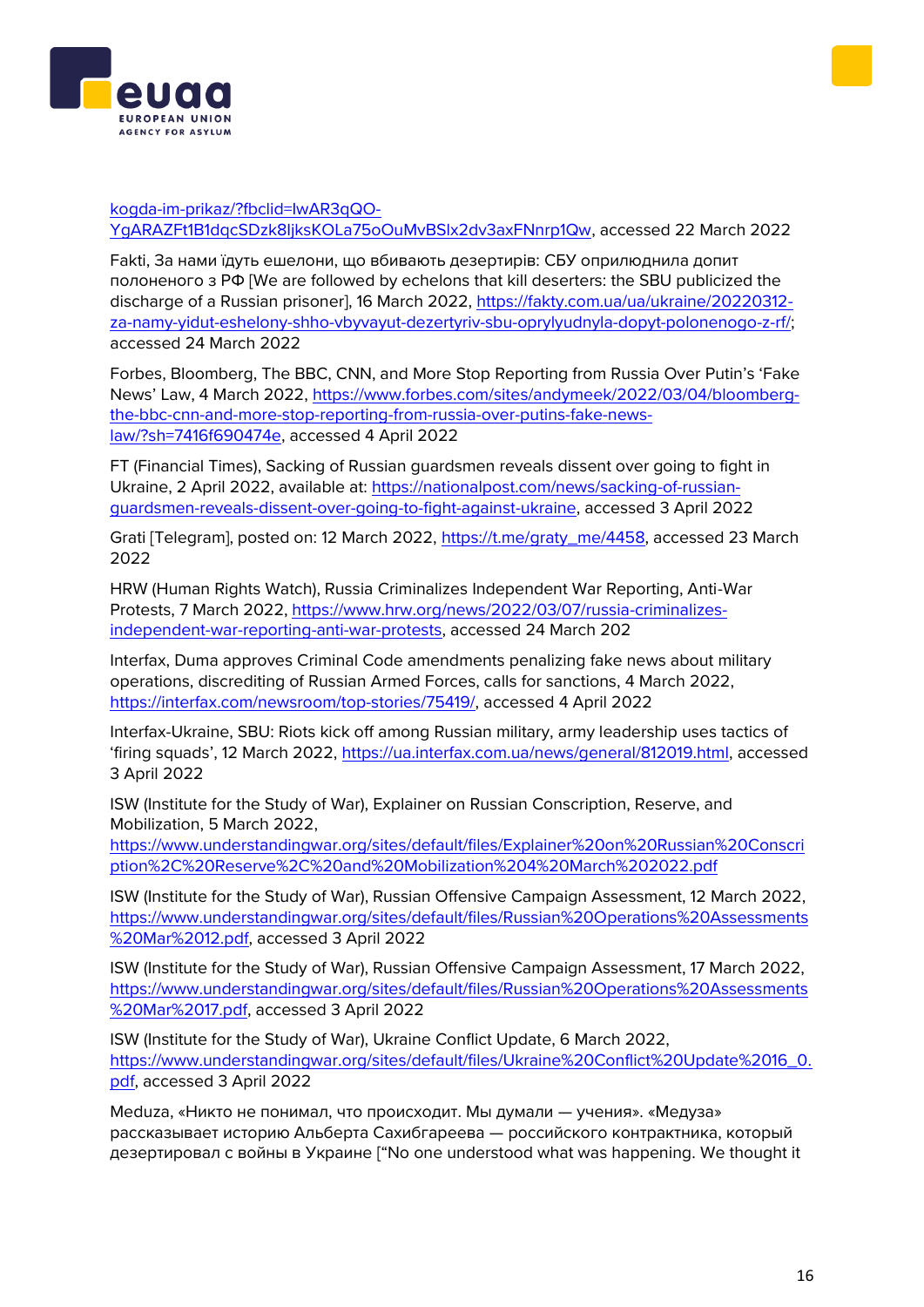kogda-im-prikaz/?fbclid=IwAR3qQO-YgARAZFt1B1dqcSDzk8ljksKOLa75oOuMvBSlx2dv3axFNnrp1Qw, accessed 22 March 2022

Fakti, За нами їдуть ешелони, що вбивають дезертирів: СБУ оприлюднила допит полоненого з РФ [We are followed by echelons that kill deserters: the SBU publicized the discharge of a Russian prisoner], 16 March 2022, https://fakty.com.ua/ua/ukraine/20220312-za-namy-yidut-eshelony-shho-vbyvayut-dezertyriv-sbu-oprylyudnyla-dopyt-polonenogo-z-rf/; accessed 24 March 2022

Forbes, Bloomberg, The BBC, CNN, and More Stop Reporting from Russia Over Putin's 'Fake News' Law, 4 March 2022, https://www.forbes.com/sites/andymeek/2022/03/04/bloomberg-the-bbc-cnn-and-more-stop-reporting-from-russia-over-putins-fake-news-law/?sh=7416f690474e, accessed 4 April 2022

FT (Financial Times), Sacking of Russian guardsmen reveals dissent over going to fight in Ukraine, 2 April 2022, available at: https://nationalpost.com/news/sacking-of-russian-guardsmen-reveals-dissent-over-going-to-fight-against-ukraine, accessed 3 April 2022

Grati [Telegram], posted on: 12 March 2022, https://t.me/graty_me/4458, accessed 23 March 2022

HRW (Human Rights Watch), Russia Criminalizes Independent War Reporting, Anti-War Protests, 7 March 2022, https://www.hrw.org/news/2022/03/07/russia-criminalizes-independent-war-reporting-anti-war-protests, accessed 24 March 202

Interfax, Duma approves Criminal Code amendments penalizing fake news about military operations, discrediting of Russian Armed Forces, calls for sanctions, 4 March 2022, https://interfax.com/newsroom/top-stories/75419/, accessed 4 April 2022

Interfax-Ukraine, SBU: Riots kick off among Russian military, army leadership uses tactics of 'firing squads', 12 March 2022, https://ua.interfax.com.ua/news/general/812019.html, accessed 3 April 2022

ISW (Institute for the Study of War), Explainer on Russian Conscription, Reserve, and Mobilization, 5 March 2022, https://www.understandingwar.org/sites/default/files/Explainer%20on%20Russian%20Conscription%2C%20Reserve%2C%20and%20Mobilization%204%20March%202022.pdf

ISW (Institute for the Study of War), Russian Offensive Campaign Assessment, 12 March 2022, https://www.understandingwar.org/sites/default/files/Russian%20Operations%20Assessments%20Mar%2012.pdf, accessed 3 April 2022

ISW (Institute for the Study of War), Russian Offensive Campaign Assessment, 17 March 2022, https://www.understandingwar.org/sites/default/files/Russian%20Operations%20Assessments%20Mar%2017.pdf, accessed 3 April 2022

ISW (Institute for the Study of War), Ukraine Conflict Update, 6 March 2022, https://www.understandingwar.org/sites/default/files/Ukraine%20Conflict%20Update%2016_0.pdf, accessed 3 April 2022

Meduza, «Никто не понимал, что происходит. Мы думали — учения». «Медуза» рассказывает историю Альберта Сахибгареева — российского контрактника, который дезертировал с войны в Украине ["No one understood what was happening. We thought it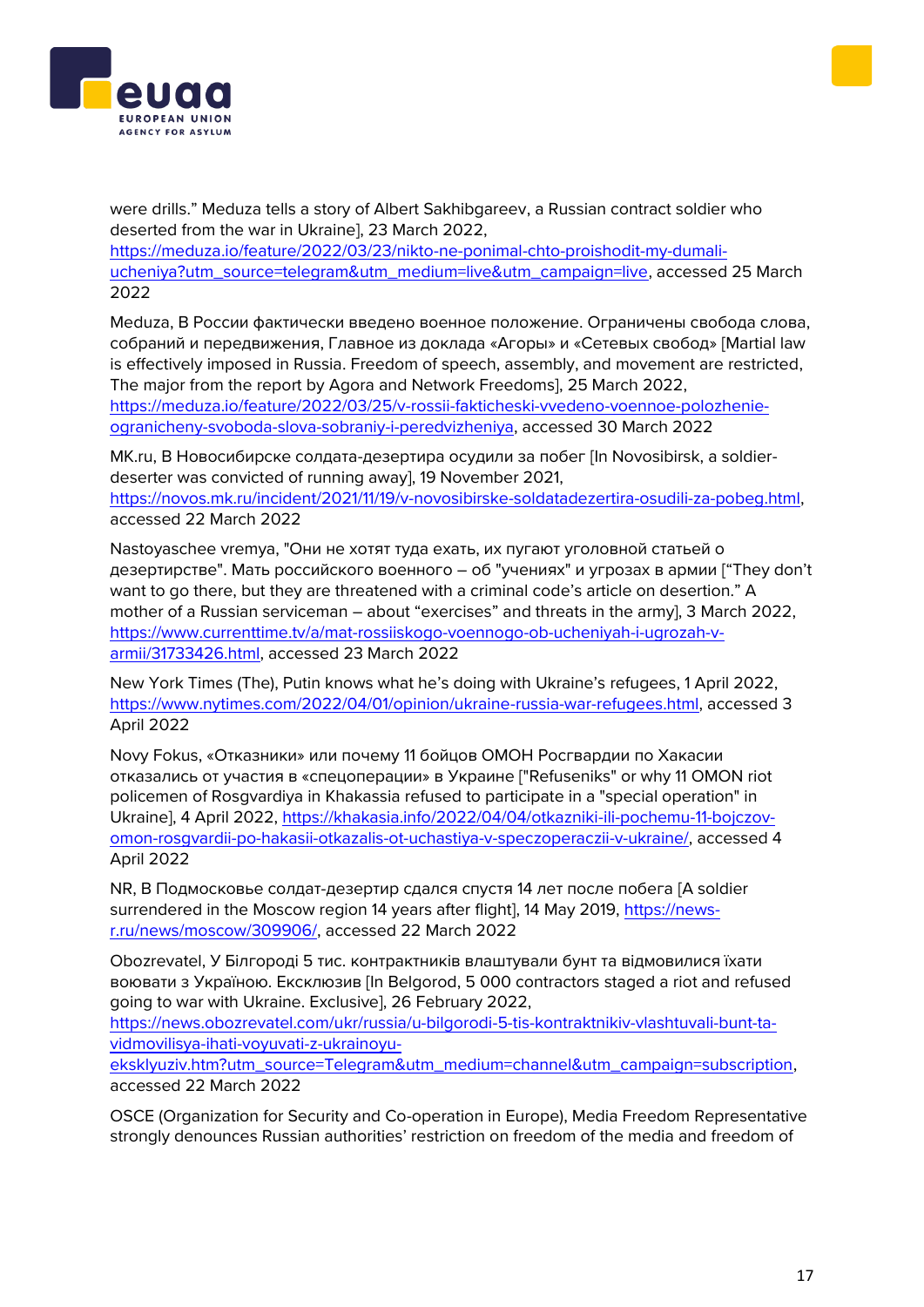were drills." Meduza tells a story of Albert Sakhibgareev, a Russian contract soldier who deserted from the war in Ukraine], 23 March 2022, https://meduza.io/feature/2022/03/23/nikto-ne-ponimal-chto-proishodit-my-dumali-ucheniya?utm_source=telegram&utm_medium=live&utm_campaign=live, accessed 25 March 2022

Meduza, В России фактически введено военное положение. Ограничены свобода слова, собраний и передвижения, Главное из доклада «Агоры» и «Сетевых свобод» [Martial law is effectively imposed in Russia. Freedom of speech, assembly, and movement are restricted, The major from the report by Agora and Network Freedoms], 25 March 2022, https://meduza.io/feature/2022/03/25/v-rossii-fakticheski-vvedeno-voennoe-polozhenie-ogranicheny-svoboda-slova-sobraniy-i-peredvizheniya, accessed 30 March 2022

MK.ru, В Новосибирске солдата-дезертира осудили за побег [In Novosibirsk, a soldier-deserter was convicted of running away], 19 November 2021, https://novos.mk.ru/incident/2021/11/19/v-novosibirske-soldatadezertira-osudili-za-pobeg.html, accessed 22 March 2022

Nastoyaschee vremya, "Они не хотят туда ехать, их пугают уголовной статьей о дезертирстве". Мать российского военного – об "учениях" и угрозах в армии ["They don't want to go there, but they are threatened with a criminal code's article on desertion." A mother of a Russian serviceman – about "exercises" and threats in the army], 3 March 2022, https://www.currenttime.tv/a/mat-rossiiskogo-voennogo-ob-ucheniyah-i-ugrozah-v-armii/31733426.html, accessed 23 March 2022

New York Times (The), Putin knows what he's doing with Ukraine's refugees, 1 April 2022, https://www.nytimes.com/2022/04/01/opinion/ukraine-russia-war-refugees.html, accessed 3 April 2022

Novy Fokus, «Отказники» или почему 11 бойцов ОМОН Росгвардии по Хакасии отказались от участия в «спецоперации» в Украине ["Refuseniks" or why 11 OMON riot policemen of Rosgvardiya in Khakassia refused to participate in a "special operation" in Ukraine], 4 April 2022, https://khakasia.info/2022/04/04/otkazniki-ili-pochemu-11-bojczov-omon-rosgvardii-po-hakasii-otkazalis-ot-uchastiya-v-speczoperaczii-v-ukraine/, accessed 4 April 2022

NR, В Подмосковье солдат-дезертир сдался спустя 14 лет после побега [A soldier surrendered in the Moscow region 14 years after flight], 14 May 2019, https://news-r.ru/news/moscow/309606/, accessed 22 March 2022

Obozrevatel, У Білгороді 5 тис. контрактників влаштували бунт та відмовилися їхати воювати з Україною. Ексклюзив [In Belgorod, 5 000 contractors staged a riot and refused going to war with Ukraine. Exclusive], 26 February 2022, https://news.obozrevatel.com/ukr/russia/u-bilgorodi-5-tis-kontraktnikiv-vlashtuvali-bunt-ta-vidmovilisya-ihati-voyuvati-z-ukrainoyu-eksklyuziv.htm?utm_source=Telegram&utm_medium=channel&utm_campaign=subscription, accessed 22 March 2022

OSCE (Organization for Security and Co-operation in Europe), Media Freedom Representative strongly denounces Russian authorities' restriction on freedom of the media and freedom of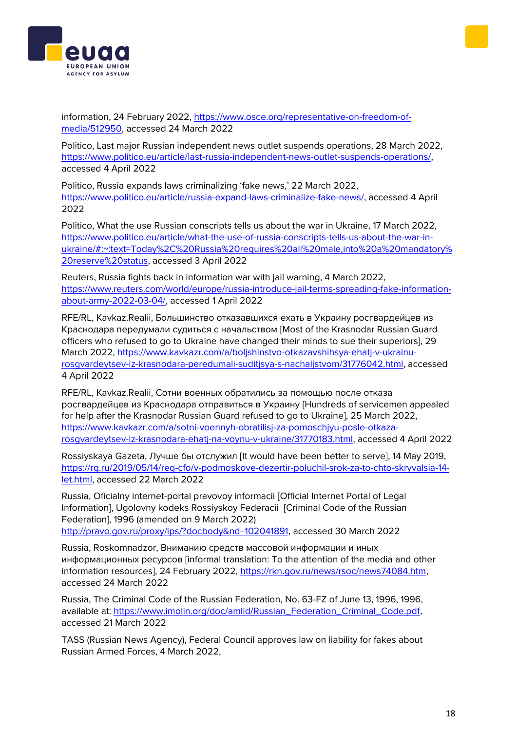information, 24 February 2022, https://www.osce.org/representative-on-freedom-of-media/512950, accessed 24 March 2022

Politico, Last major Russian independent news outlet suspends operations, 28 March 2022, https://www.politico.eu/article/last-russia-independent-news-outlet-suspends-operations/, accessed 4 April 2022

Politico, Russia expands laws criminalizing 'fake news,' 22 March 2022, https://www.politico.eu/article/russia-expand-laws-criminalize-fake-news/, accessed 4 April 2022

Politico, What the use Russian conscripts tells us about the war in Ukraine, 17 March 2022, https://www.politico.eu/article/what-the-use-of-russia-conscripts-tells-us-about-the-war-in-ukraine/#:~:text=Today%2C%20Russia%20requires%20all%20male,into%20a%20mandatory%20reserve%20status, accessed 3 April 2022

Reuters, Russia fights back in information war with jail warning, 4 March 2022, https://www.reuters.com/world/europe/russia-introduce-jail-terms-spreading-fake-information-about-army-2022-03-04/, accessed 1 April 2022

RFE/RL, Kavkaz.Realii, Большинство отказавшихся ехать в Украину росгвардейцев из Краснодара передумали судиться с начальством [Most of the Krasnodar Russian Guard officers who refused to go to Ukraine have changed their minds to sue their superiors], 29 March 2022, https://www.kavkazr.com/a/boljshinstvo-otkazavshihsya-ehatj-v-ukrainu-rosgvardeytsev-iz-krasnodara-peredumali-suditjsya-s-nachaljstvom/31776042.html, accessed 4 April 2022

RFE/RL, Kavkaz.Realii, Сотни военных обратились за помощью после отказа росгвардейцев из Краснодара отправиться в Украину [Hundreds of servicemen appealed for help after the Krasnodar Russian Guard refused to go to Ukraine], 25 March 2022, https://www.kavkazr.com/a/sotni-voennyh-obratilisj-za-pomoschjyu-posle-otkaza-rosgvardeytsev-iz-krasnodara-ehatj-na-voynu-v-ukraine/31770183.html, accessed 4 April 2022

Rossiyskaya Gazeta, Лучше бы отслужил [It would have been better to serve], 14 May 2019, https://rg.ru/2019/05/14/reg-cfo/v-podmoskove-dezertir-poluchil-srok-za-to-chto-skryvalsia-14-let.html, accessed 22 March 2022

Russia, Oficialny internet-portal pravovoy informacii [Official Internet Portal of Legal Information], Ugolovny kodeks Rossiyskoy Federacii [Criminal Code of the Russian Federation], 1996 (amended on 9 March 2022) http://pravo.gov.ru/proxy/ips/?docbody&nd=102041891, accessed 30 March 2022

Russia, Roskomnadzor, Вниманию средств массовой информации и иных информационных ресурсов [informal translation: To the attention of the media and other information resources], 24 February 2022, https://rkn.gov.ru/news/rsoc/news74084.htm, accessed 24 March 2022

Russia, The Criminal Code of the Russian Federation, No. 63-FZ of June 13, 1996, 1996, available at: https://www.imolin.org/doc/amlid/Russian_Federation_Criminal_Code.pdf, accessed 21 March 2022

TASS (Russian News Agency), Federal Council approves law on liability for fakes about Russian Armed Forces, 4 March 2022,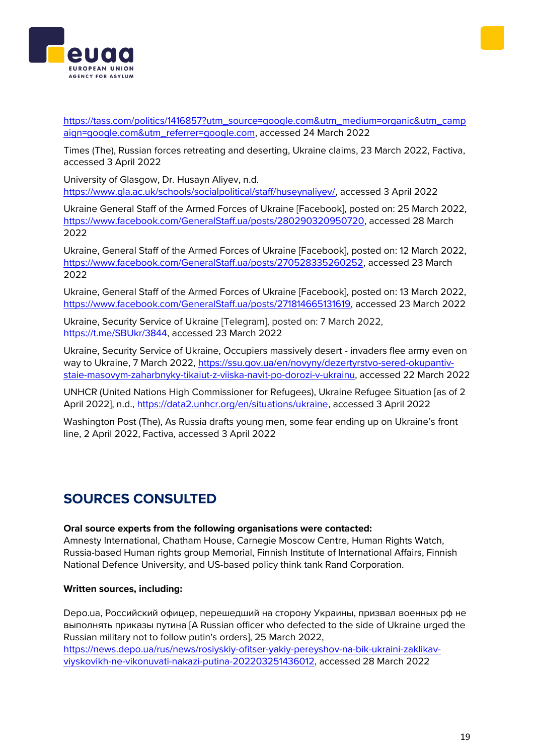https://tass.com/politics/1416857?utm_source=google.com&utm_medium=organic&utm_campaign=google.com&utm_referrer=google.com, accessed 24 March 2022

Times (The), Russian forces retreating and deserting, Ukraine claims, 23 March 2022, Factiva, accessed 3 April 2022

University of Glasgow, Dr. Husayn Aliyev, n.d. https://www.gla.ac.uk/schools/socialpolitical/staff/huseynaliyev/, accessed 3 April 2022

Ukraine General Staff of the Armed Forces of Ukraine [Facebook], posted on: 25 March 2022, https://www.facebook.com/GeneralStaff.ua/posts/280290320950720, accessed 28 March 2022

Ukraine, General Staff of the Armed Forces of Ukraine [Facebook], posted on: 12 March 2022, https://www.facebook.com/GeneralStaff.ua/posts/270528335260252, accessed 23 March 2022

Ukraine, General Staff of the Armed Forces of Ukraine [Facebook], posted on: 13 March 2022, https://www.facebook.com/GeneralStaff.ua/posts/271814665131619, accessed 23 March 2022

Ukraine, Security Service of Ukraine [Telegram], posted on: 7 March 2022, https://t.me/SBUkr/3844, accessed 23 March 2022

Ukraine, Security Service of Ukraine, Occupiers massively desert - invaders flee army even on way to Ukraine, 7 March 2022, https://ssu.gov.ua/en/novyny/dezertyrstvo-sered-okupantiv-staie-masovym-zaharbnyky-tikaiut-z-viiska-navit-po-dorozi-v-ukrainu, accessed 22 March 2022

UNHCR (United Nations High Commissioner for Refugees), Ukraine Refugee Situation [as of 2 April 2022], n.d., https://data2.unhcr.org/en/situations/ukraine, accessed 3 April 2022

Washington Post (The), As Russia drafts young men, some fear ending up on Ukraine's front line, 2 April 2022, Factiva, accessed 3 April 2022

## SOURCES CONSULTED

**Oral source experts from the following organisations were contacted:**
Amnesty International, Chatham House, Carnegie Moscow Centre, Human Rights Watch, Russia-based Human rights group Memorial, Finnish Institute of International Affairs, Finnish National Defence University, and US-based policy think tank Rand Corporation.

**Written sources, including:**

Depo.ua, Российский офицер, перешедший на сторону Украины, призвал военных рф не выполнять приказы путина [A Russian officer who defected to the side of Ukraine urged the Russian military not to follow putin's orders], 25 March 2022, https://news.depo.ua/rus/news/rosiyskiy-ofitser-yakiy-pereyshov-na-bik-ukraini-zaklikav-viyskovikh-ne-vikonuvati-nakazi-putina-202203251436012, accessed 28 March 2022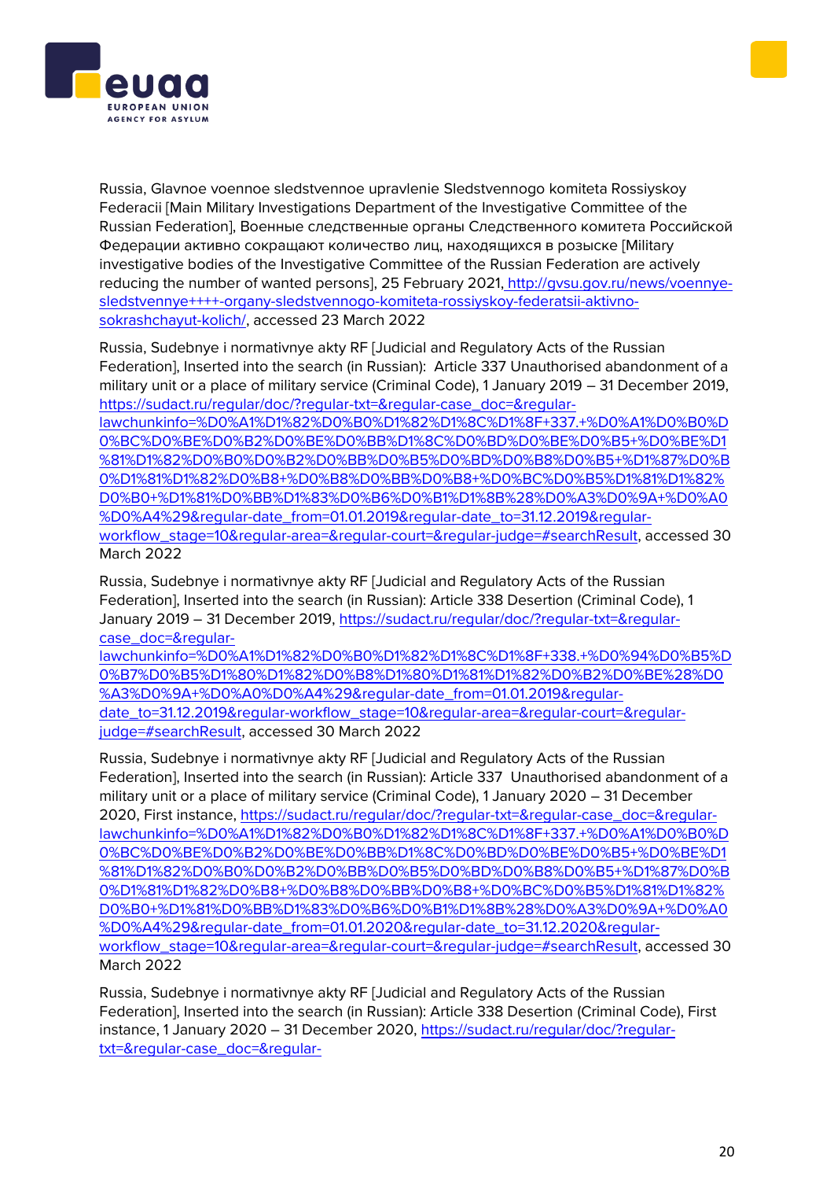Russia, Glavnoe voennoe sledstvennoe upravlenie Sledstvennogo komiteta Rossiyskoy Federacii [Main Military Investigations Department of the Investigative Committee of the Russian Federation], Военные следственные органы Следственного комитета Российской Федерации активно сокращают количество лиц, находящихся в розыске [Military investigative bodies of the Investigative Committee of the Russian Federation are actively reducing the number of wanted persons], 25 February 2021, http://gvsu.gov.ru/news/voennye-sledstvennye++++-organy-sledstvennogo-komiteta-rossiyskoy-federatsii-aktivno-sokrashchayut-kolich/, accessed 23 March 2022

Russia, Sudebnye i normativnye akty RF [Judicial and Regulatory Acts of the Russian Federation], Inserted into the search (in Russian): Article 337 Unauthorised abandonment of a military unit or a place of military service (Criminal Code), 1 January 2019 – 31 December 2019, https://sudact.ru/regular/doc/?regular-txt=&regular-case_doc=&regular-lawchunkinfo=%D0%A1%D1%82%D0%B0%D1%82%D1%8C%D1%8F+337.+%D0%A1%D0%B0%D0%BC%D0%BE%D0%B2%D0%BE%D0%BB%D1%8C%D0%BD%D0%BE%D0%B5+%D0%BE%D1%81%D1%82%D0%B0%D0%B2%D0%BB%D0%B5%D0%BD%D0%B8%D0%B5+%D1%87%D0%B0%D1%81%D1%82%D0%B8+%D0%B8%D0%BB%D0%B8+%D0%BC%D0%B5%D1%81%D1%82%D0%B0+%D1%81%D0%BB%D1%83%D0%B6%D0%B1%D1%8B%28%D0%A3%D0%9A+%D0%A0%D0%A4%29&regular-date_from=01.01.2019&regular-date_to=31.12.2019&regular-workflow_stage=10&regular-area=&regular-court=&regular-judge=#searchResult, accessed 30 March 2022

Russia, Sudebnye i normativnye akty RF [Judicial and Regulatory Acts of the Russian Federation], Inserted into the search (in Russian): Article 338 Desertion (Criminal Code), 1 January 2019 – 31 December 2019, https://sudact.ru/regular/doc/?regular-txt=&regular-case_doc=&regular-lawchunkinfo=%D0%A1%D1%82%D0%B0%D1%82%D1%8C%D1%8F+338.+%D0%94%D0%B5%D0%B7%D0%B5%D1%80%D1%82%D0%B8%D1%80%D1%81%D1%82%D0%B2%D0%BE%28%D0%A3%D0%9A+%D0%A0%D0%A4%29&regular-date_from=01.01.2019&regular-date_to=31.12.2019&regular-workflow_stage=10&regular-area=&regular-court=&regular-judge=#searchResult, accessed 30 March 2022

Russia, Sudebnye i normativnye akty RF [Judicial and Regulatory Acts of the Russian Federation], Inserted into the search (in Russian): Article 337 Unauthorised abandonment of a military unit or a place of military service (Criminal Code), 1 January 2020 – 31 December 2020, First instance, https://sudact.ru/regular/doc/?regular-txt=&regular-case_doc=&regular-lawchunkinfo=%D0%A1%D1%82%D0%B0%D1%82%D1%8C%D1%8F+337.+%D0%A1%D0%B0%D0%BC%D0%BE%D0%B2%D0%BE%D0%BB%D1%8C%D0%BD%D0%BE%D0%B5+%D0%BE%D1%81%D1%82%D0%B0%D0%B2%D0%BB%D0%B5%D0%BD%D0%B8%D0%B5+%D1%87%D0%B0%D1%81%D1%82%D0%B8+%D0%B8%D0%BB%D0%B8+%D0%BC%D0%B5%D1%81%D1%82%D0%B0+%D1%81%D0%BB%D1%83%D0%B6%D0%B1%D1%8B%28%D0%A3%D0%9A+%D0%A0%D0%A4%29&regular-date_from=01.01.2020&regular-date_to=31.12.2020&regular-workflow_stage=10&regular-area=&regular-court=&regular-judge=#searchResult, accessed 30 March 2022

Russia, Sudebnye i normativnye akty RF [Judicial and Regulatory Acts of the Russian Federation], Inserted into the search (in Russian): Article 338 Desertion (Criminal Code), First instance, 1 January 2020 – 31 December 2020, https://sudact.ru/regular/doc/?regular-txt=&regular-case_doc=&regular-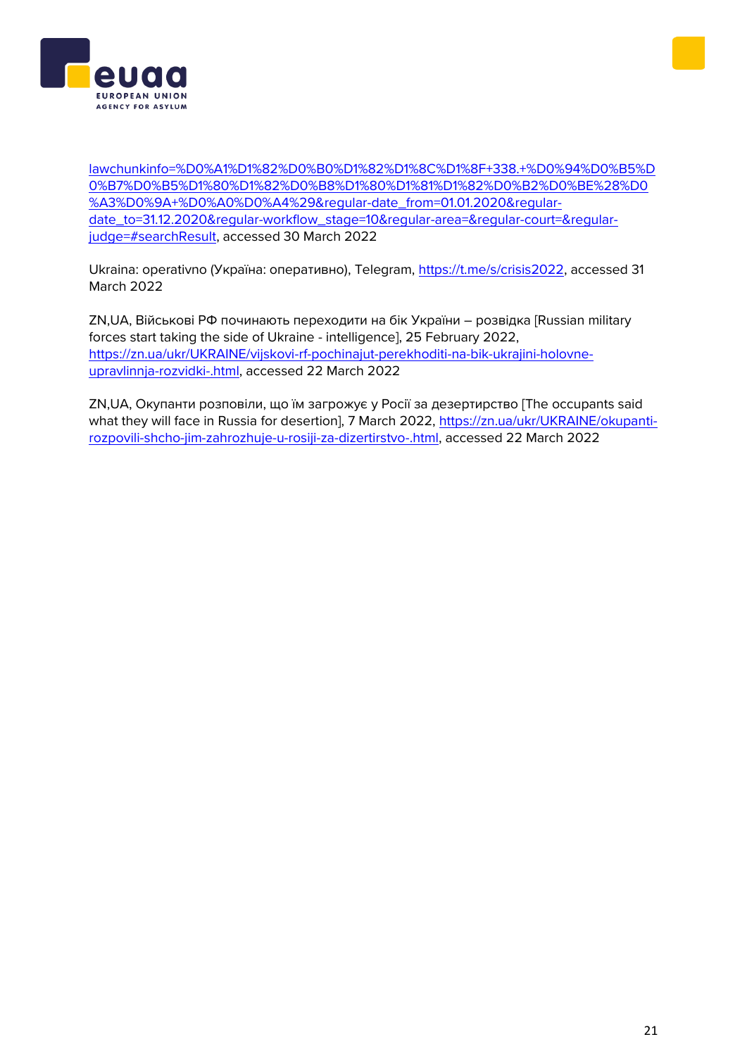lawchunkinfo=%D0%A1%D1%82%D0%B0%D1%82%D1%8C%D1%8F+338.+%D0%94%D0%B5%D0%B7%D0%B5%D1%80%D1%82%D0%B8%D1%80%D1%81%D1%82%D0%B2%D0%BE%28%D0%A3%D0%9A+%D0%A0%D0%A4%29&regular-date_from=01.01.2020&regular-date_to=31.12.2020&regular-workflow_stage=10&regular-area=&regular-court=&regular-judge=#searchResult, accessed 30 March 2022

Ukraina: operativno (Україна: оперативно), Telegram, https://t.me/s/crisis2022, accessed 31 March 2022

ZN,UA, Військові РФ починають переходити на бік України – розвідка [Russian military forces start taking the side of Ukraine - intelligence], 25 February 2022, https://zn.ua/ukr/UKRAINE/vijskovi-rf-pochinajut-perekhoditi-na-bik-ukrajini-holovne-upravlinnja-rozvidki-.html, accessed 22 March 2022

ZN,UA, Окупанти розповіли, що їм загрожує у Росії за дезертирство [The occupants said what they will face in Russia for desertion], 7 March 2022, https://zn.ua/ukr/UKRAINE/okupanti-rozpovili-shcho-jim-zahrozhuje-u-rosiji-za-dizertirstvo-.html, accessed 22 March 2022